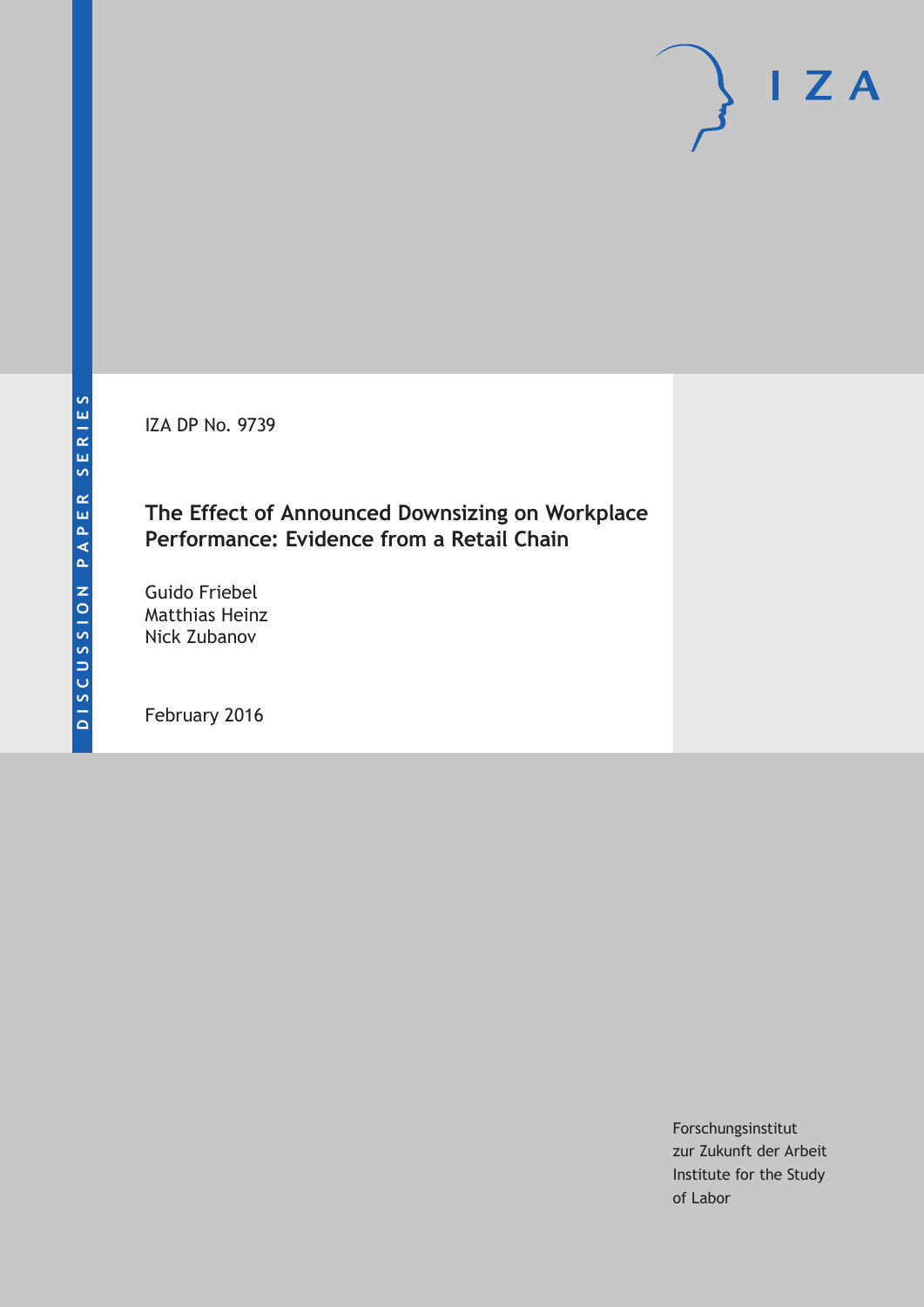DISCUSSION PAPER SERIES

IZA DP No. 9739

# The Effect of Announced Downsizing on Workplace Performance: Evidence from a Retail Chain

Guido Friebel
Matthias Heinz
Nick Zubanov

February 2016

Forschungsinstitut
zur Zukunft der Arbeit
Institute for the Study
of Labor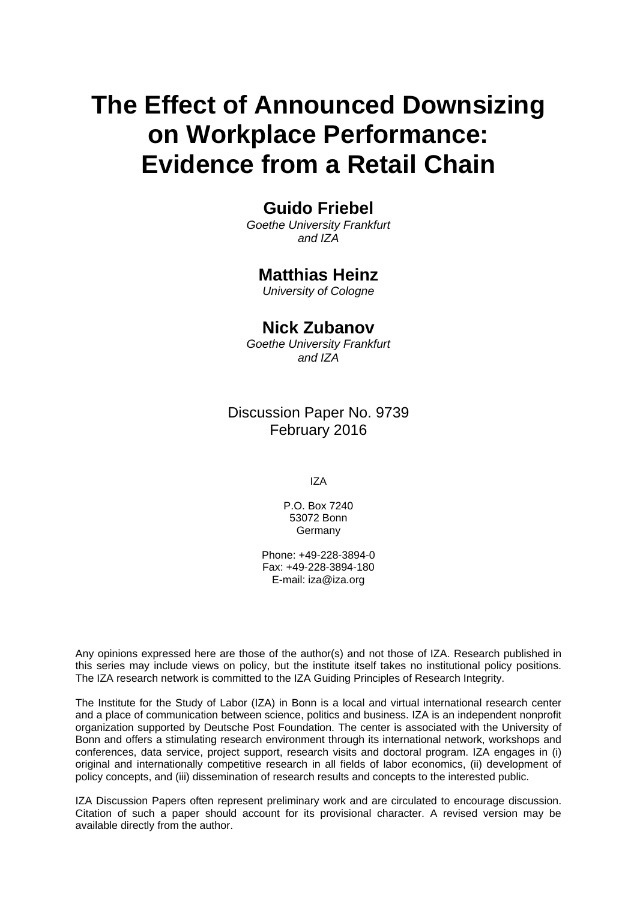# The Effect of Announced Downsizing on Workplace Performance: Evidence from a Retail Chain

**Guido Friebel**
*Goethe University Frankfurt and IZA*

**Matthias Heinz**
*University of Cologne*

**Nick Zubanov**
*Goethe University Frankfurt and IZA*

Discussion Paper No. 9739
February 2016

IZA

P.O. Box 7240
53072 Bonn
Germany

Phone: +49-228-3894-0
Fax: +49-228-3894-180
E-mail: iza@iza.org

Any opinions expressed here are those of the author(s) and not those of IZA. Research published in this series may include views on policy, but the institute itself takes no institutional policy positions. The IZA research network is committed to the IZA Guiding Principles of Research Integrity.

The Institute for the Study of Labor (IZA) in Bonn is a local and virtual international research center and a place of communication between science, politics and business. IZA is an independent nonprofit organization supported by Deutsche Post Foundation. The center is associated with the University of Bonn and offers a stimulating research environment through its international network, workshops and conferences, data service, project support, research visits and doctoral program. IZA engages in (i) original and internationally competitive research in all fields of labor economics, (ii) development of policy concepts, and (iii) dissemination of research results and concepts to the interested public.

IZA Discussion Papers often represent preliminary work and are circulated to encourage discussion. Citation of such a paper should account for its provisional character. A revised version may be available directly from the author.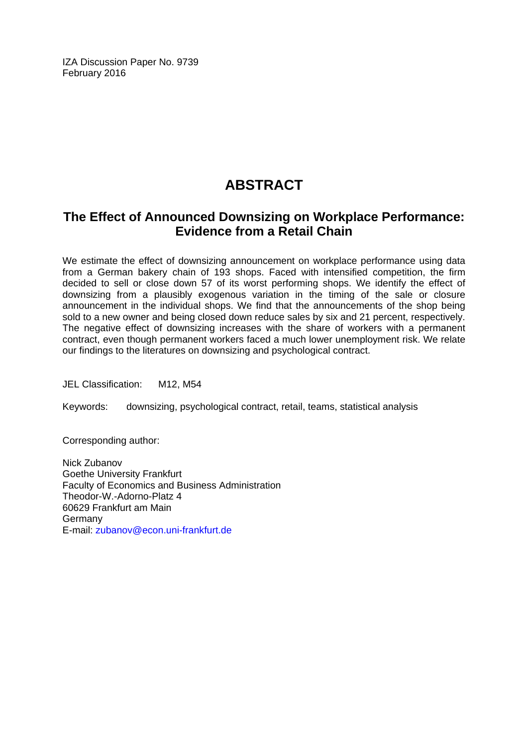IZA Discussion Paper No. 9739
February 2016

# ABSTRACT

## The Effect of Announced Downsizing on Workplace Performance: Evidence from a Retail Chain

We estimate the effect of downsizing announcement on workplace performance using data from a German bakery chain of 193 shops. Faced with intensified competition, the firm decided to sell or close down 57 of its worst performing shops. We identify the effect of downsizing from a plausibly exogenous variation in the timing of the sale or closure announcement in the individual shops. We find that the announcements of the shop being sold to a new owner and being closed down reduce sales by six and 21 percent, respectively. The negative effect of downsizing increases with the share of workers with a permanent contract, even though permanent workers faced a much lower unemployment risk. We relate our findings to the literatures on downsizing and psychological contract.

JEL Classification: M12, M54

Keywords: downsizing, psychological contract, retail, teams, statistical analysis

Corresponding author:

Nick Zubanov
Goethe University Frankfurt
Faculty of Economics and Business Administration
Theodor-W.-Adorno-Platz 4
60629 Frankfurt am Main
Germany
E-mail: zubanov@econ.uni-frankfurt.de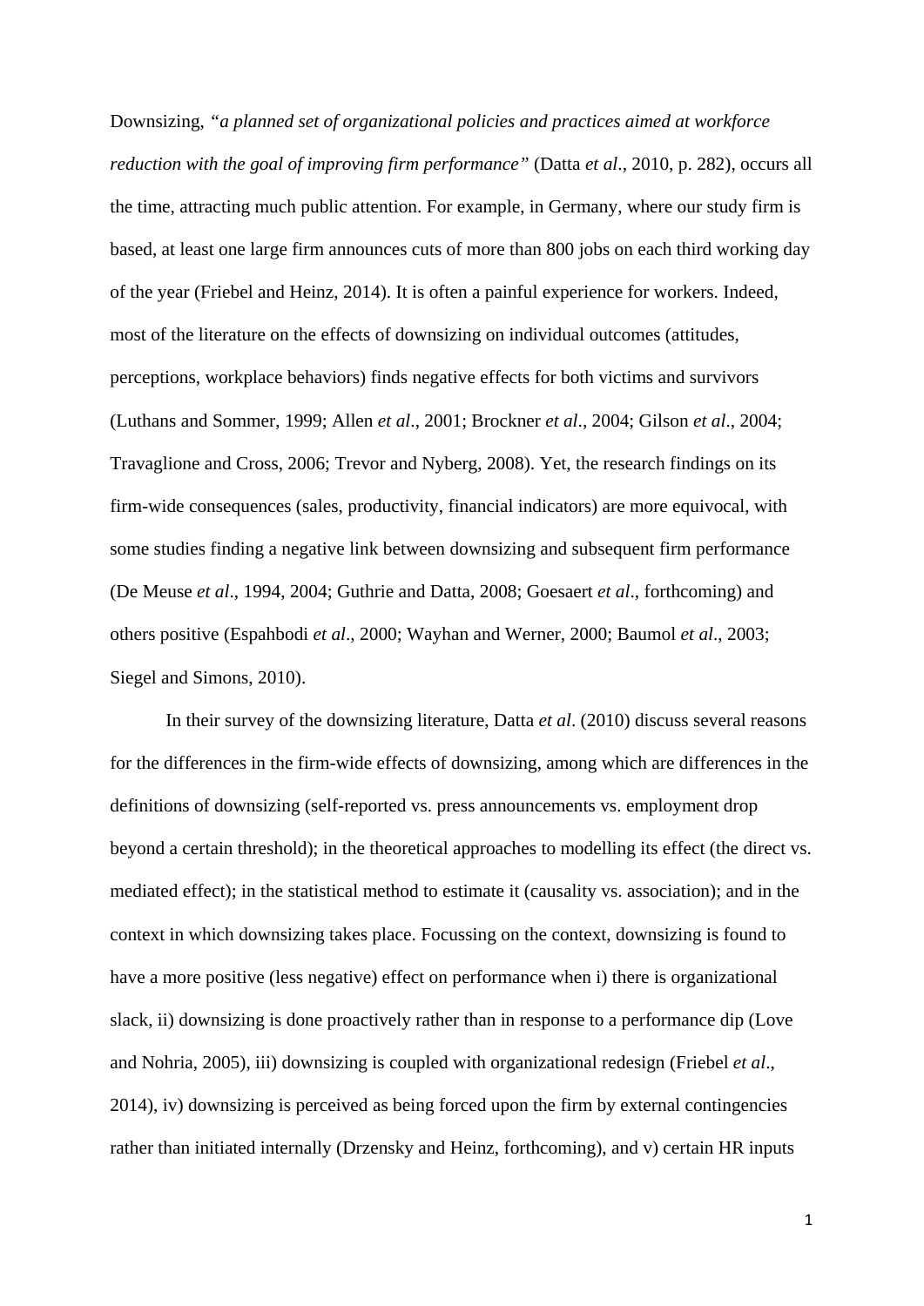Downsizing, *"a planned set of organizational policies and practices aimed at workforce reduction with the goal of improving firm performance"* (Datta *et al*., 2010, p. 282), occurs all the time, attracting much public attention. For example, in Germany, where our study firm is based, at least one large firm announces cuts of more than 800 jobs on each third working day of the year (Friebel and Heinz, 2014). It is often a painful experience for workers. Indeed, most of the literature on the effects of downsizing on individual outcomes (attitudes, perceptions, workplace behaviors) finds negative effects for both victims and survivors (Luthans and Sommer, 1999; Allen *et al*., 2001; Brockner *et al*., 2004; Gilson *et al*., 2004; Travaglione and Cross, 2006; Trevor and Nyberg, 2008). Yet, the research findings on its firm-wide consequences (sales, productivity, financial indicators) are more equivocal, with some studies finding a negative link between downsizing and subsequent firm performance (De Meuse *et al*., 1994, 2004; Guthrie and Datta, 2008; Goesaert *et al*., forthcoming) and others positive (Espahbodi *et al*., 2000; Wayhan and Werner, 2000; Baumol *et al*., 2003; Siegel and Simons, 2010).

In their survey of the downsizing literature, Datta *et al*. (2010) discuss several reasons for the differences in the firm-wide effects of downsizing, among which are differences in the definitions of downsizing (self-reported vs. press announcements vs. employment drop beyond a certain threshold); in the theoretical approaches to modelling its effect (the direct vs. mediated effect); in the statistical method to estimate it (causality vs. association); and in the context in which downsizing takes place. Focussing on the context, downsizing is found to have a more positive (less negative) effect on performance when i) there is organizational slack, ii) downsizing is done proactively rather than in response to a performance dip (Love and Nohria, 2005), iii) downsizing is coupled with organizational redesign (Friebel *et al*., 2014), iv) downsizing is perceived as being forced upon the firm by external contingencies rather than initiated internally (Drzensky and Heinz, forthcoming), and v) certain HR inputs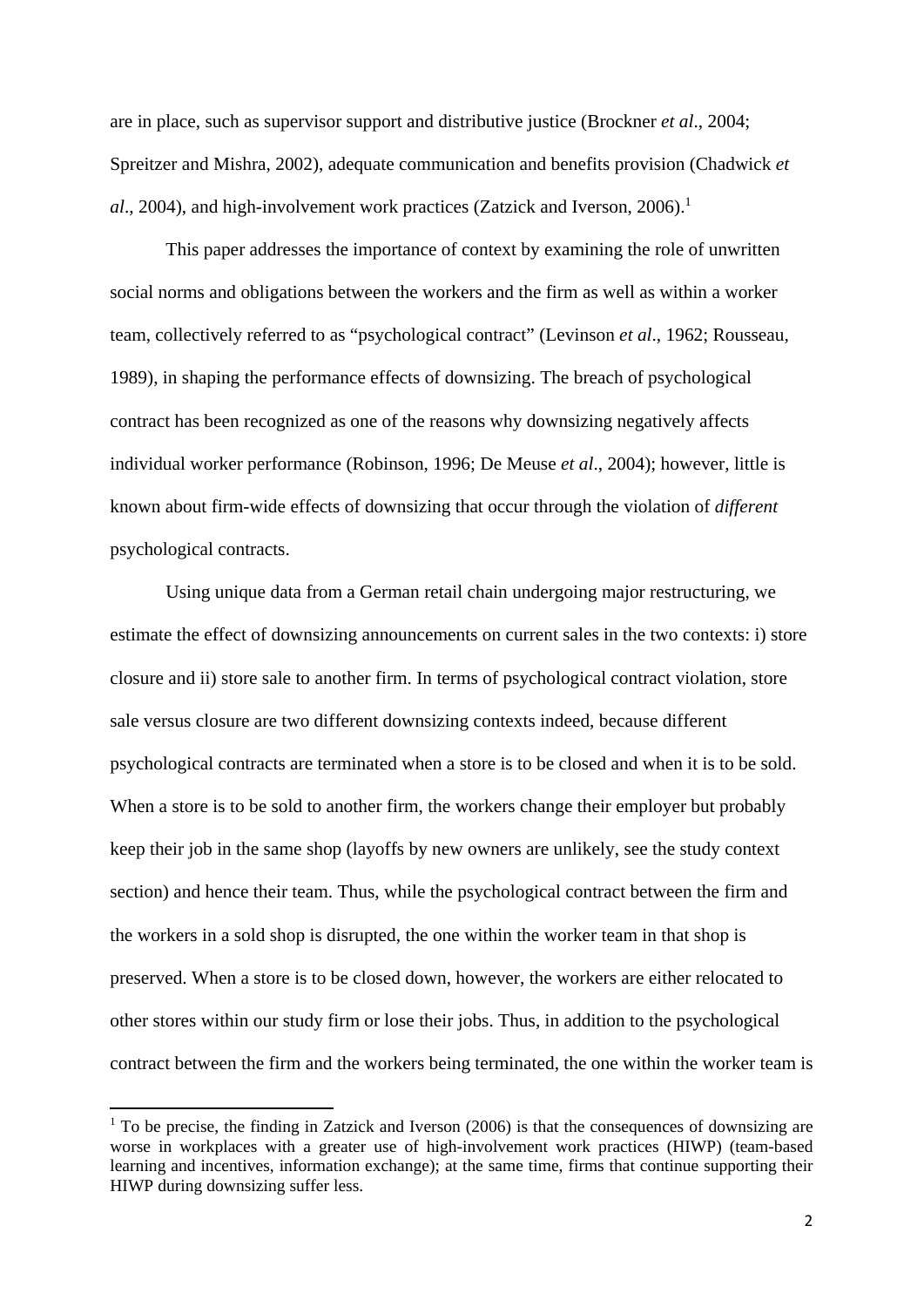are in place, such as supervisor support and distributive justice (Brockner *et al*., 2004; Spreitzer and Mishra, 2002), adequate communication and benefits provision (Chadwick *et al*., 2004), and high-involvement work practices (Zatzick and Iverson, 2006).[1]

This paper addresses the importance of context by examining the role of unwritten social norms and obligations between the workers and the firm as well as within a worker team, collectively referred to as "psychological contract" (Levinson *et al*., 1962; Rousseau, 1989), in shaping the performance effects of downsizing. The breach of psychological contract has been recognized as one of the reasons why downsizing negatively affects individual worker performance (Robinson, 1996; De Meuse *et al*., 2004); however, little is known about firm-wide effects of downsizing that occur through the violation of *different* psychological contracts.

Using unique data from a German retail chain undergoing major restructuring, we estimate the effect of downsizing announcements on current sales in the two contexts: i) store closure and ii) store sale to another firm. In terms of psychological contract violation, store sale versus closure are two different downsizing contexts indeed, because different psychological contracts are terminated when a store is to be closed and when it is to be sold. When a store is to be sold to another firm, the workers change their employer but probably keep their job in the same shop (layoffs by new owners are unlikely, see the study context section) and hence their team. Thus, while the psychological contract between the firm and the workers in a sold shop is disrupted, the one within the worker team in that shop is preserved. When a store is to be closed down, however, the workers are either relocated to other stores within our study firm or lose their jobs. Thus, in addition to the psychological contract between the firm and the workers being terminated, the one within the worker team is

[1] To be precise, the finding in Zatzick and Iverson (2006) is that the consequences of downsizing are worse in workplaces with a greater use of high-involvement work practices (HIWP) (team-based learning and incentives, information exchange); at the same time, firms that continue supporting their HIWP during downsizing suffer less.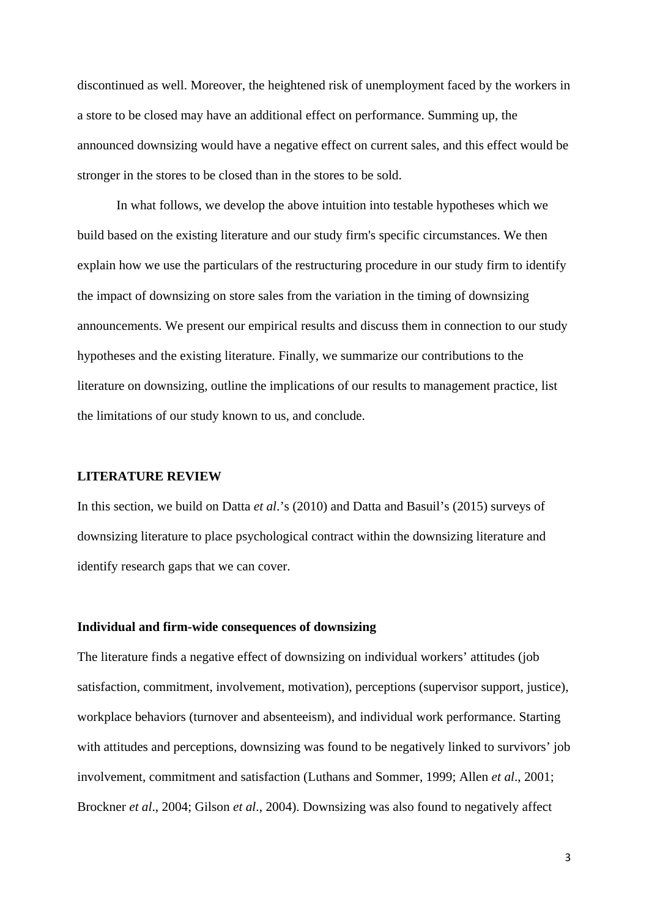discontinued as well. Moreover, the heightened risk of unemployment faced by the workers in a store to be closed may have an additional effect on performance. Summing up, the announced downsizing would have a negative effect on current sales, and this effect would be stronger in the stores to be closed than in the stores to be sold.

In what follows, we develop the above intuition into testable hypotheses which we build based on the existing literature and our study firm's specific circumstances. We then explain how we use the particulars of the restructuring procedure in our study firm to identify the impact of downsizing on store sales from the variation in the timing of downsizing announcements. We present our empirical results and discuss them in connection to our study hypotheses and the existing literature. Finally, we summarize our contributions to the literature on downsizing, outline the implications of our results to management practice, list the limitations of our study known to us, and conclude.

## LITERATURE REVIEW

In this section, we build on Datta *et al*.'s (2010) and Datta and Basuil's (2015) surveys of downsizing literature to place psychological contract within the downsizing literature and identify research gaps that we can cover.

### Individual and firm-wide consequences of downsizing

The literature finds a negative effect of downsizing on individual workers' attitudes (job satisfaction, commitment, involvement, motivation), perceptions (supervisor support, justice), workplace behaviors (turnover and absenteeism), and individual work performance. Starting with attitudes and perceptions, downsizing was found to be negatively linked to survivors' job involvement, commitment and satisfaction (Luthans and Sommer, 1999; Allen *et al*., 2001; Brockner *et al*., 2004; Gilson *et al*., 2004). Downsizing was also found to negatively affect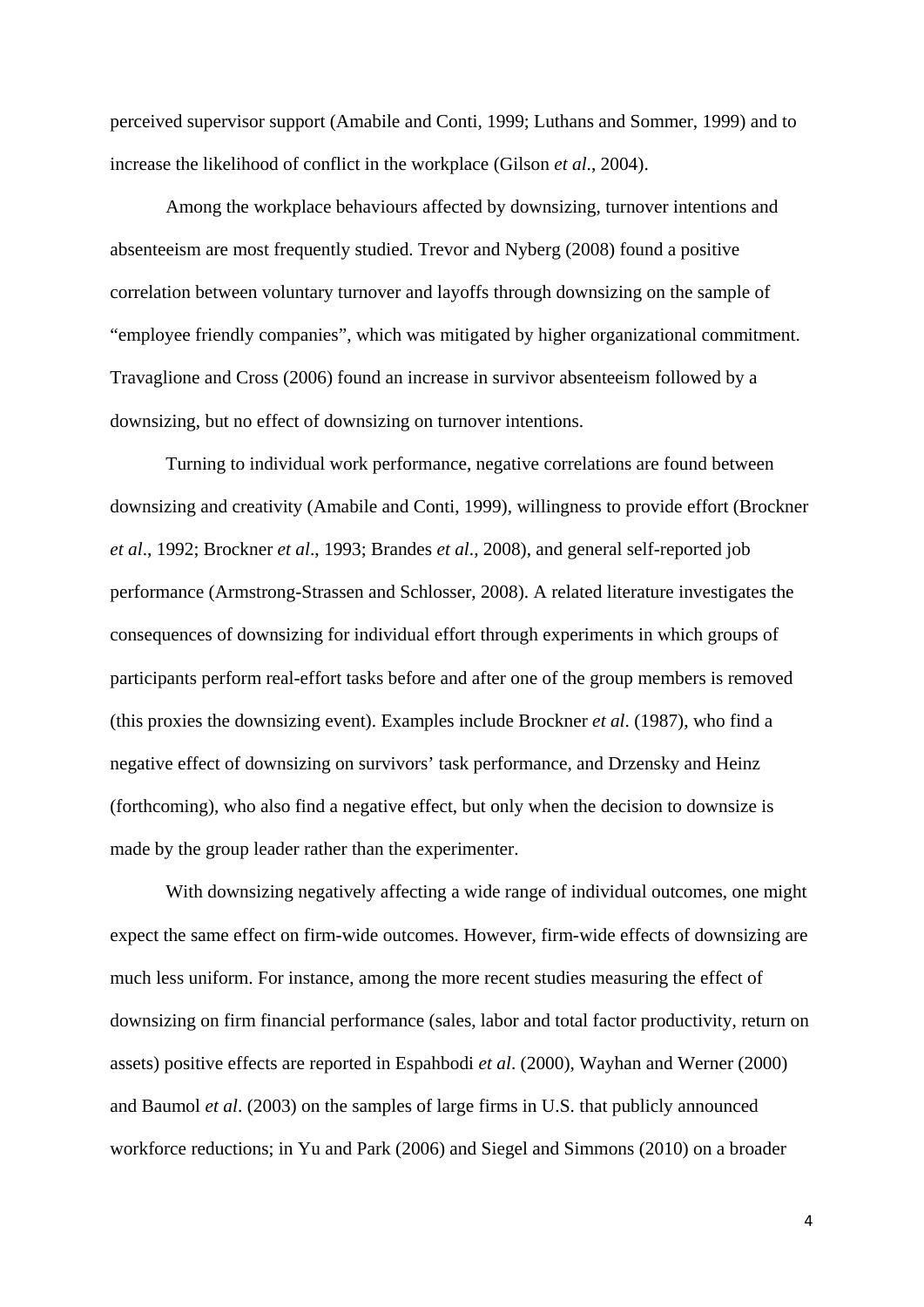perceived supervisor support (Amabile and Conti, 1999; Luthans and Sommer, 1999) and to increase the likelihood of conflict in the workplace (Gilson *et al.*, 2004).

Among the workplace behaviours affected by downsizing, turnover intentions and absenteeism are most frequently studied. Trevor and Nyberg (2008) found a positive correlation between voluntary turnover and layoffs through downsizing on the sample of "employee friendly companies", which was mitigated by higher organizational commitment. Travaglione and Cross (2006) found an increase in survivor absenteeism followed by a downsizing, but no effect of downsizing on turnover intentions.

Turning to individual work performance, negative correlations are found between downsizing and creativity (Amabile and Conti, 1999), willingness to provide effort (Brockner *et al*., 1992; Brockner *et al*., 1993; Brandes *et al*., 2008), and general self-reported job performance (Armstrong-Strassen and Schlosser, 2008). A related literature investigates the consequences of downsizing for individual effort through experiments in which groups of participants perform real-effort tasks before and after one of the group members is removed (this proxies the downsizing event). Examples include Brockner *et al*. (1987), who find a negative effect of downsizing on survivors' task performance, and Drzensky and Heinz (forthcoming), who also find a negative effect, but only when the decision to downsize is made by the group leader rather than the experimenter.

With downsizing negatively affecting a wide range of individual outcomes, one might expect the same effect on firm-wide outcomes. However, firm-wide effects of downsizing are much less uniform. For instance, among the more recent studies measuring the effect of downsizing on firm financial performance (sales, labor and total factor productivity, return on assets) positive effects are reported in Espahbodi *et al*. (2000), Wayhan and Werner (2000) and Baumol *et al*. (2003) on the samples of large firms in U.S. that publicly announced workforce reductions; in Yu and Park (2006) and Siegel and Simmons (2010) on a broader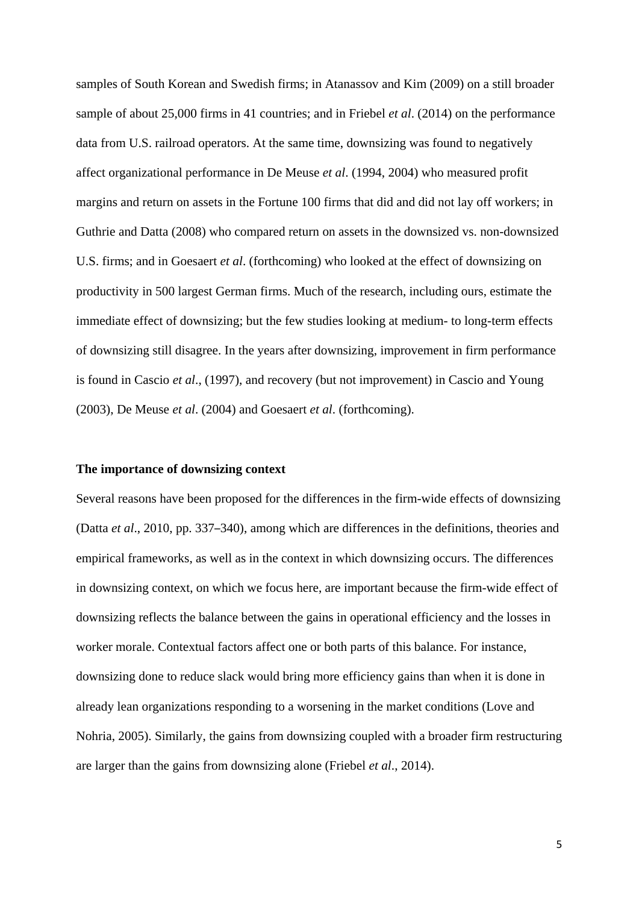samples of South Korean and Swedish firms; in Atanassov and Kim (2009) on a still broader sample of about 25,000 firms in 41 countries; and in Friebel *et al*. (2014) on the performance data from U.S. railroad operators. At the same time, downsizing was found to negatively affect organizational performance in De Meuse *et al*. (1994, 2004) who measured profit margins and return on assets in the Fortune 100 firms that did and did not lay off workers; in Guthrie and Datta (2008) who compared return on assets in the downsized vs. non-downsized U.S. firms; and in Goesaert *et al*. (forthcoming) who looked at the effect of downsizing on productivity in 500 largest German firms. Much of the research, including ours, estimate the immediate effect of downsizing; but the few studies looking at medium- to long-term effects of downsizing still disagree. In the years after downsizing, improvement in firm performance is found in Cascio *et al*., (1997), and recovery (but not improvement) in Cascio and Young (2003), De Meuse *et al*. (2004) and Goesaert *et al*. (forthcoming).

**The importance of downsizing context**

Several reasons have been proposed for the differences in the firm-wide effects of downsizing (Datta *et al*., 2010, pp. 337–340), among which are differences in the definitions, theories and empirical frameworks, as well as in the context in which downsizing occurs. The differences in downsizing context, on which we focus here, are important because the firm-wide effect of downsizing reflects the balance between the gains in operational efficiency and the losses in worker morale. Contextual factors affect one or both parts of this balance. For instance, downsizing done to reduce slack would bring more efficiency gains than when it is done in already lean organizations responding to a worsening in the market conditions (Love and Nohria, 2005). Similarly, the gains from downsizing coupled with a broader firm restructuring are larger than the gains from downsizing alone (Friebel *et al*., 2014).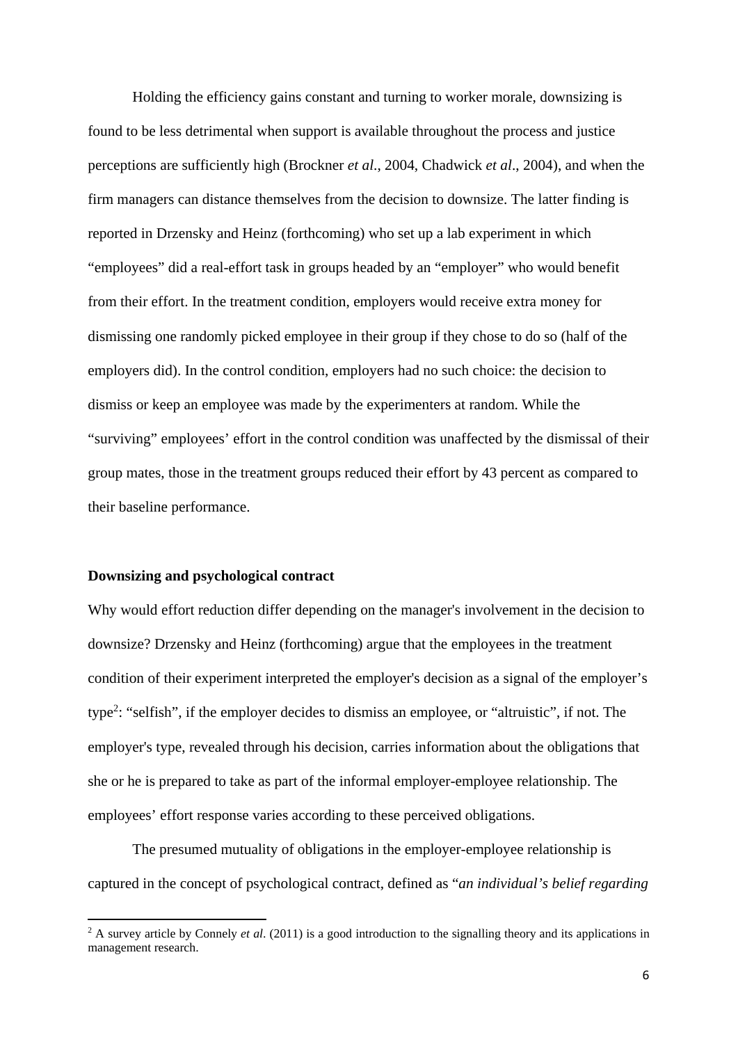Holding the efficiency gains constant and turning to worker morale, downsizing is found to be less detrimental when support is available throughout the process and justice perceptions are sufficiently high (Brockner *et al*., 2004, Chadwick *et al*., 2004), and when the firm managers can distance themselves from the decision to downsize. The latter finding is reported in Drzensky and Heinz (forthcoming) who set up a lab experiment in which "employees" did a real-effort task in groups headed by an "employer" who would benefit from their effort. In the treatment condition, employers would receive extra money for dismissing one randomly picked employee in their group if they chose to do so (half of the employers did). In the control condition, employers had no such choice: the decision to dismiss or keep an employee was made by the experimenters at random. While the "surviving" employees' effort in the control condition was unaffected by the dismissal of their group mates, those in the treatment groups reduced their effort by 43 percent as compared to their baseline performance.

## Downsizing and psychological contract

Why would effort reduction differ depending on the manager's involvement in the decision to downsize? Drzensky and Heinz (forthcoming) argue that the employees in the treatment condition of their experiment interpreted the employer's decision as a signal of the employer's type[2]: "selfish", if the employer decides to dismiss an employee, or "altruistic", if not. The employer's type, revealed through his decision, carries information about the obligations that she or he is prepared to take as part of the informal employer-employee relationship. The employees' effort response varies according to these perceived obligations.

The presumed mutuality of obligations in the employer-employee relationship is captured in the concept of psychological contract, defined as "*an individual's belief regarding*

[2] A survey article by Connely *et al*. (2011) is a good introduction to the signalling theory and its applications in management research.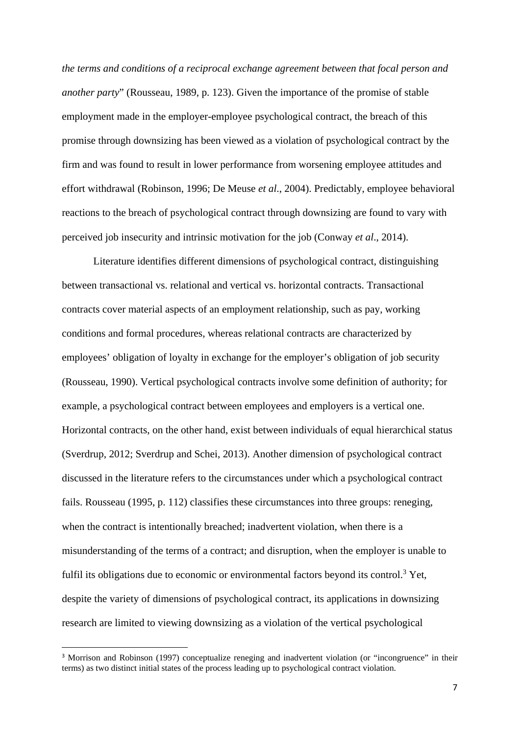*the terms and conditions of a reciprocal exchange agreement between that focal person and another party*" (Rousseau, 1989, p. 123). Given the importance of the promise of stable employment made in the employer-employee psychological contract, the breach of this promise through downsizing has been viewed as a violation of psychological contract by the firm and was found to result in lower performance from worsening employee attitudes and effort withdrawal (Robinson, 1996; De Meuse *et al*., 2004). Predictably, employee behavioral reactions to the breach of psychological contract through downsizing are found to vary with perceived job insecurity and intrinsic motivation for the job (Conway *et al*., 2014).

Literature identifies different dimensions of psychological contract, distinguishing between transactional vs. relational and vertical vs. horizontal contracts. Transactional contracts cover material aspects of an employment relationship, such as pay, working conditions and formal procedures, whereas relational contracts are characterized by employees' obligation of loyalty in exchange for the employer's obligation of job security (Rousseau, 1990). Vertical psychological contracts involve some definition of authority; for example, a psychological contract between employees and employers is a vertical one. Horizontal contracts, on the other hand, exist between individuals of equal hierarchical status (Sverdrup, 2012; Sverdrup and Schei, 2013). Another dimension of psychological contract discussed in the literature refers to the circumstances under which a psychological contract fails. Rousseau (1995, p. 112) classifies these circumstances into three groups: reneging, when the contract is intentionally breached; inadvertent violation, when there is a misunderstanding of the terms of a contract; and disruption, when the employer is unable to fulfil its obligations due to economic or environmental factors beyond its control.[3] Yet, despite the variety of dimensions of psychological contract, its applications in downsizing research are limited to viewing downsizing as a violation of the vertical psychological

[3] Morrison and Robinson (1997) conceptualize reneging and inadvertent violation (or "incongruence" in their terms) as two distinct initial states of the process leading up to psychological contract violation.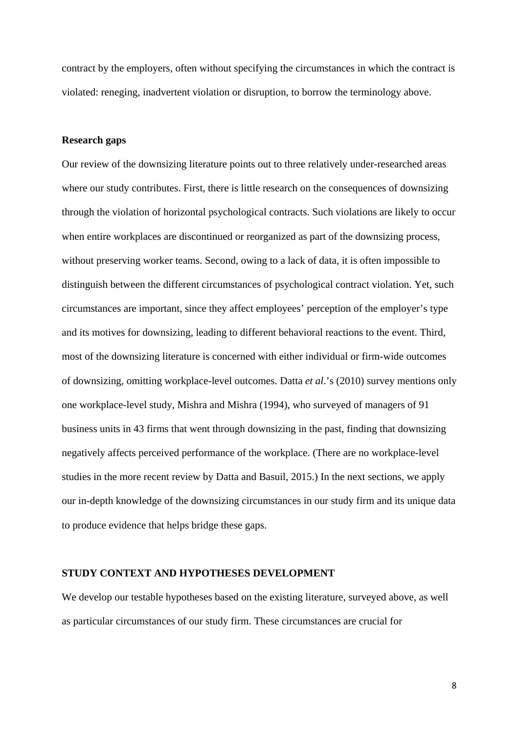contract by the employers, often without specifying the circumstances in which the contract is violated: reneging, inadvertent violation or disruption, to borrow the terminology above.

**Research gaps**

Our review of the downsizing literature points out to three relatively under-researched areas where our study contributes. First, there is little research on the consequences of downsizing through the violation of horizontal psychological contracts. Such violations are likely to occur when entire workplaces are discontinued or reorganized as part of the downsizing process, without preserving worker teams. Second, owing to a lack of data, it is often impossible to distinguish between the different circumstances of psychological contract violation. Yet, such circumstances are important, since they affect employees' perception of the employer's type and its motives for downsizing, leading to different behavioral reactions to the event. Third, most of the downsizing literature is concerned with either individual or firm-wide outcomes of downsizing, omitting workplace-level outcomes. Datta *et al*.'s (2010) survey mentions only one workplace-level study, Mishra and Mishra (1994), who surveyed of managers of 91 business units in 43 firms that went through downsizing in the past, finding that downsizing negatively affects perceived performance of the workplace. (There are no workplace-level studies in the more recent review by Datta and Basuil, 2015.) In the next sections, we apply our in-depth knowledge of the downsizing circumstances in our study firm and its unique data to produce evidence that helps bridge these gaps.

## STUDY CONTEXT AND HYPOTHESES DEVELOPMENT

We develop our testable hypotheses based on the existing literature, surveyed above, as well as particular circumstances of our study firm. These circumstances are crucial for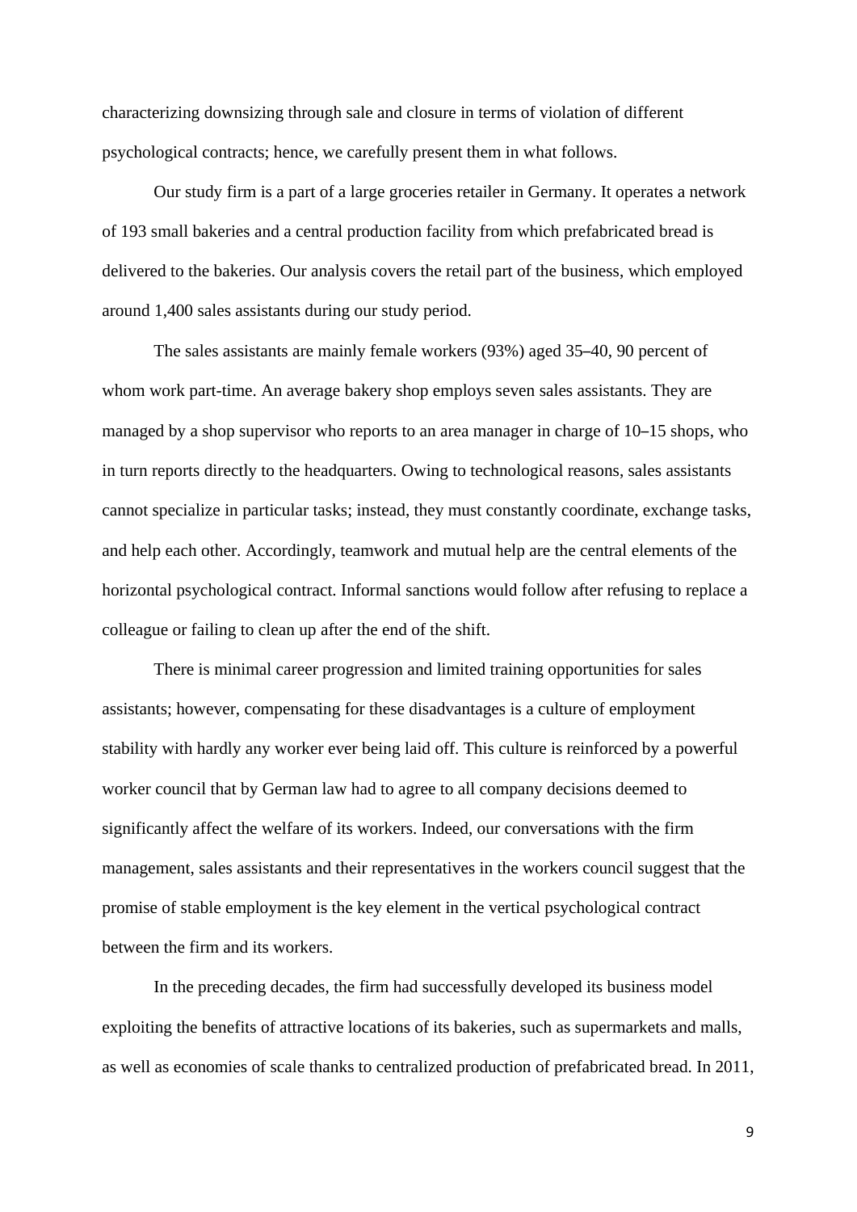characterizing downsizing through sale and closure in terms of violation of different psychological contracts; hence, we carefully present them in what follows.

Our study firm is a part of a large groceries retailer in Germany. It operates a network of 193 small bakeries and a central production facility from which prefabricated bread is delivered to the bakeries. Our analysis covers the retail part of the business, which employed around 1,400 sales assistants during our study period.

The sales assistants are mainly female workers (93%) aged 35–40, 90 percent of whom work part-time. An average bakery shop employs seven sales assistants. They are managed by a shop supervisor who reports to an area manager in charge of 10–15 shops, who in turn reports directly to the headquarters. Owing to technological reasons, sales assistants cannot specialize in particular tasks; instead, they must constantly coordinate, exchange tasks, and help each other. Accordingly, teamwork and mutual help are the central elements of the horizontal psychological contract. Informal sanctions would follow after refusing to replace a colleague or failing to clean up after the end of the shift.

There is minimal career progression and limited training opportunities for sales assistants; however, compensating for these disadvantages is a culture of employment stability with hardly any worker ever being laid off. This culture is reinforced by a powerful worker council that by German law had to agree to all company decisions deemed to significantly affect the welfare of its workers. Indeed, our conversations with the firm management, sales assistants and their representatives in the workers council suggest that the promise of stable employment is the key element in the vertical psychological contract between the firm and its workers.

In the preceding decades, the firm had successfully developed its business model exploiting the benefits of attractive locations of its bakeries, such as supermarkets and malls, as well as economies of scale thanks to centralized production of prefabricated bread. In 2011,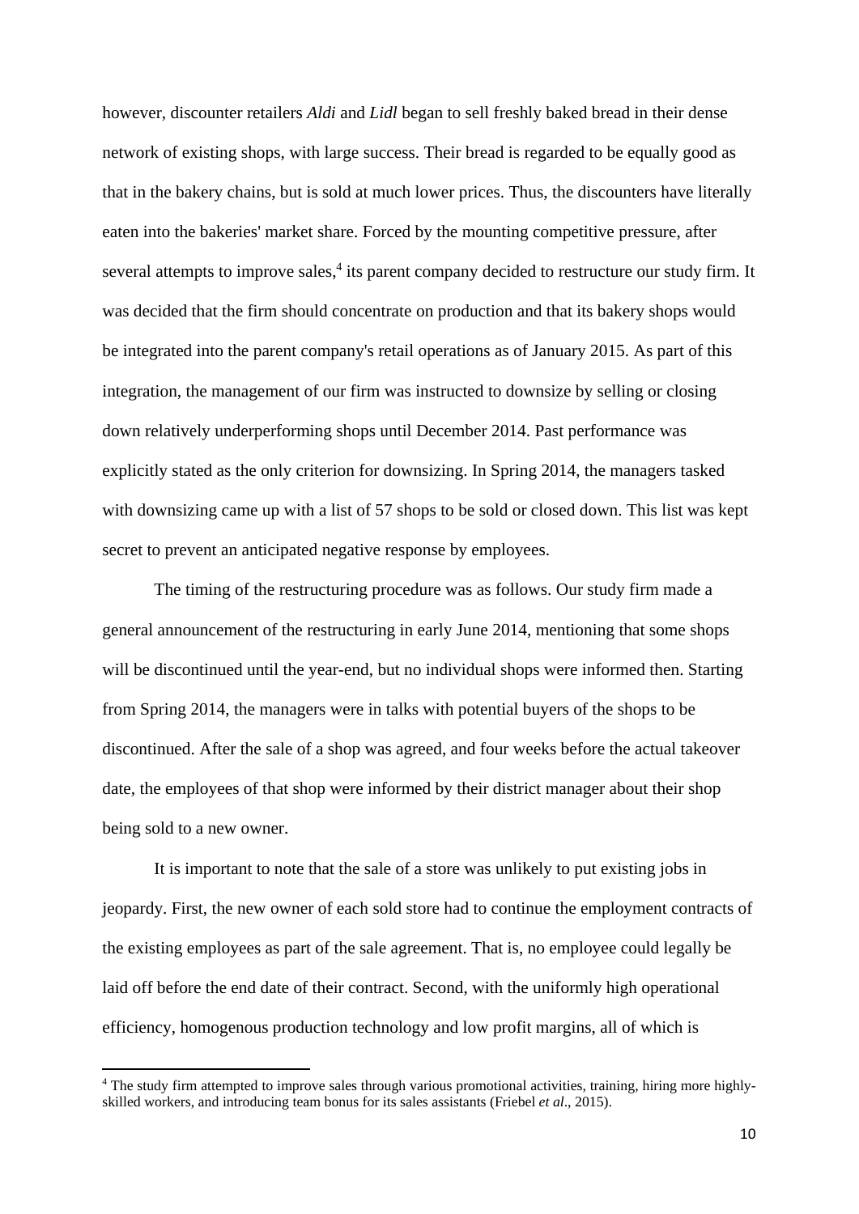however, discounter retailers *Aldi* and *Lidl* began to sell freshly baked bread in their dense network of existing shops, with large success. Their bread is regarded to be equally good as that in the bakery chains, but is sold at much lower prices. Thus, the discounters have literally eaten into the bakeries' market share. Forced by the mounting competitive pressure, after several attempts to improve sales,[4] its parent company decided to restructure our study firm. It was decided that the firm should concentrate on production and that its bakery shops would be integrated into the parent company's retail operations as of January 2015. As part of this integration, the management of our firm was instructed to downsize by selling or closing down relatively underperforming shops until December 2014. Past performance was explicitly stated as the only criterion for downsizing. In Spring 2014, the managers tasked with downsizing came up with a list of 57 shops to be sold or closed down. This list was kept secret to prevent an anticipated negative response by employees.

The timing of the restructuring procedure was as follows. Our study firm made a general announcement of the restructuring in early June 2014, mentioning that some shops will be discontinued until the year-end, but no individual shops were informed then. Starting from Spring 2014, the managers were in talks with potential buyers of the shops to be discontinued. After the sale of a shop was agreed, and four weeks before the actual takeover date, the employees of that shop were informed by their district manager about their shop being sold to a new owner.

It is important to note that the sale of a store was unlikely to put existing jobs in jeopardy. First, the new owner of each sold store had to continue the employment contracts of the existing employees as part of the sale agreement. That is, no employee could legally be laid off before the end date of their contract. Second, with the uniformly high operational efficiency, homogenous production technology and low profit margins, all of which is

[4] The study firm attempted to improve sales through various promotional activities, training, hiring more highly-skilled workers, and introducing team bonus for its sales assistants (Friebel *et al*., 2015).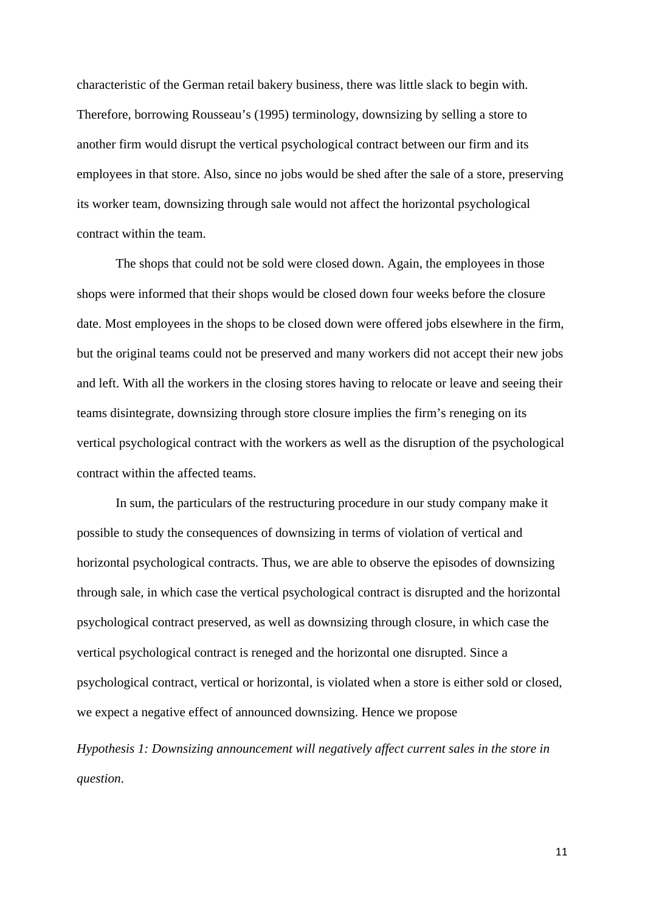characteristic of the German retail bakery business, there was little slack to begin with. Therefore, borrowing Rousseau's (1995) terminology, downsizing by selling a store to another firm would disrupt the vertical psychological contract between our firm and its employees in that store. Also, since no jobs would be shed after the sale of a store, preserving its worker team, downsizing through sale would not affect the horizontal psychological contract within the team.

The shops that could not be sold were closed down. Again, the employees in those shops were informed that their shops would be closed down four weeks before the closure date. Most employees in the shops to be closed down were offered jobs elsewhere in the firm, but the original teams could not be preserved and many workers did not accept their new jobs and left. With all the workers in the closing stores having to relocate or leave and seeing their teams disintegrate, downsizing through store closure implies the firm's reneging on its vertical psychological contract with the workers as well as the disruption of the psychological contract within the affected teams.

In sum, the particulars of the restructuring procedure in our study company make it possible to study the consequences of downsizing in terms of violation of vertical and horizontal psychological contracts. Thus, we are able to observe the episodes of downsizing through sale, in which case the vertical psychological contract is disrupted and the horizontal psychological contract preserved, as well as downsizing through closure, in which case the vertical psychological contract is reneged and the horizontal one disrupted. Since a psychological contract, vertical or horizontal, is violated when a store is either sold or closed, we expect a negative effect of announced downsizing. Hence we propose

*Hypothesis 1: Downsizing announcement will negatively affect current sales in the store in question*.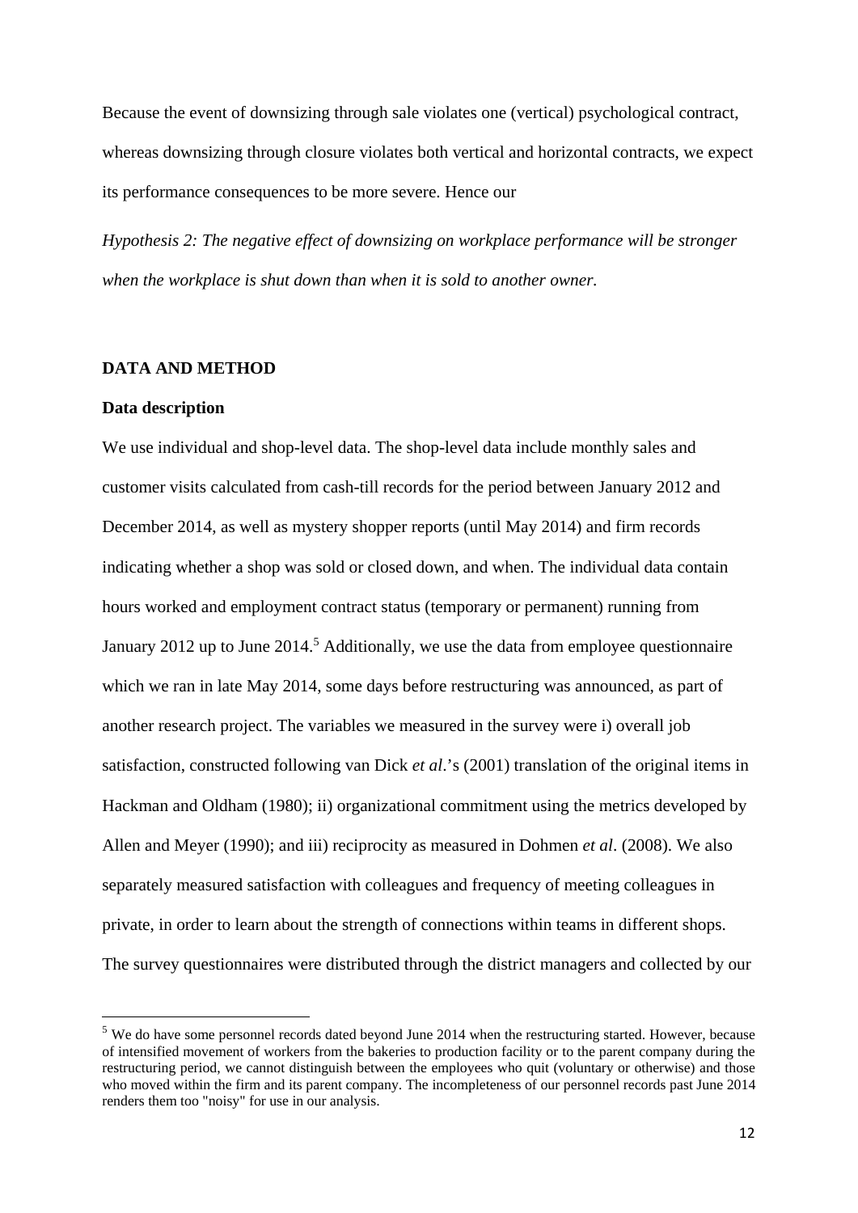Because the event of downsizing through sale violates one (vertical) psychological contract, whereas downsizing through closure violates both vertical and horizontal contracts, we expect its performance consequences to be more severe. Hence our

*Hypothesis 2: The negative effect of downsizing on workplace performance will be stronger when the workplace is shut down than when it is sold to another owner.*

## DATA AND METHOD

### Data description

We use individual and shop-level data. The shop-level data include monthly sales and customer visits calculated from cash-till records for the period between January 2012 and December 2014, as well as mystery shopper reports (until May 2014) and firm records indicating whether a shop was sold or closed down, and when. The individual data contain hours worked and employment contract status (temporary or permanent) running from January 2012 up to June 2014.[5] Additionally, we use the data from employee questionnaire which we ran in late May 2014, some days before restructuring was announced, as part of another research project. The variables we measured in the survey were i) overall job satisfaction, constructed following van Dick *et al*.'s (2001) translation of the original items in Hackman and Oldham (1980); ii) organizational commitment using the metrics developed by Allen and Meyer (1990); and iii) reciprocity as measured in Dohmen *et al*. (2008). We also separately measured satisfaction with colleagues and frequency of meeting colleagues in private, in order to learn about the strength of connections within teams in different shops. The survey questionnaires were distributed through the district managers and collected by our

[5] We do have some personnel records dated beyond June 2014 when the restructuring started. However, because of intensified movement of workers from the bakeries to production facility or to the parent company during the restructuring period, we cannot distinguish between the employees who quit (voluntary or otherwise) and those who moved within the firm and its parent company. The incompleteness of our personnel records past June 2014 renders them too "noisy" for use in our analysis.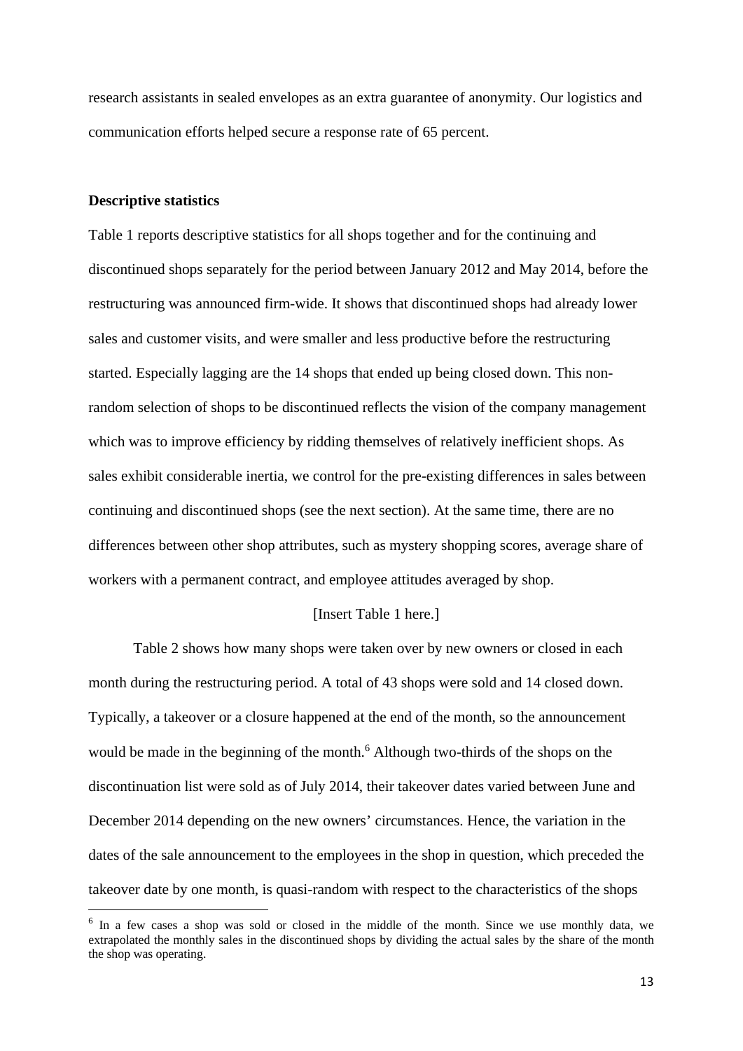research assistants in sealed envelopes as an extra guarantee of anonymity. Our logistics and communication efforts helped secure a response rate of 65 percent.

**Descriptive statistics**

Table 1 reports descriptive statistics for all shops together and for the continuing and discontinued shops separately for the period between January 2012 and May 2014, before the restructuring was announced firm-wide. It shows that discontinued shops had already lower sales and customer visits, and were smaller and less productive before the restructuring started. Especially lagging are the 14 shops that ended up being closed down. This non-random selection of shops to be discontinued reflects the vision of the company management which was to improve efficiency by ridding themselves of relatively inefficient shops. As sales exhibit considerable inertia, we control for the pre-existing differences in sales between continuing and discontinued shops (see the next section). At the same time, there are no differences between other shop attributes, such as mystery shopping scores, average share of workers with a permanent contract, and employee attitudes averaged by shop.

[Insert Table 1 here.]

Table 2 shows how many shops were taken over by new owners or closed in each month during the restructuring period. A total of 43 shops were sold and 14 closed down. Typically, a takeover or a closure happened at the end of the month, so the announcement would be made in the beginning of the month.[6] Although two-thirds of the shops on the discontinuation list were sold as of July 2014, their takeover dates varied between June and December 2014 depending on the new owners' circumstances. Hence, the variation in the dates of the sale announcement to the employees in the shop in question, which preceded the takeover date by one month, is quasi-random with respect to the characteristics of the shops

[6] In a few cases a shop was sold or closed in the middle of the month. Since we use monthly data, we extrapolated the monthly sales in the discontinued shops by dividing the actual sales by the share of the month the shop was operating.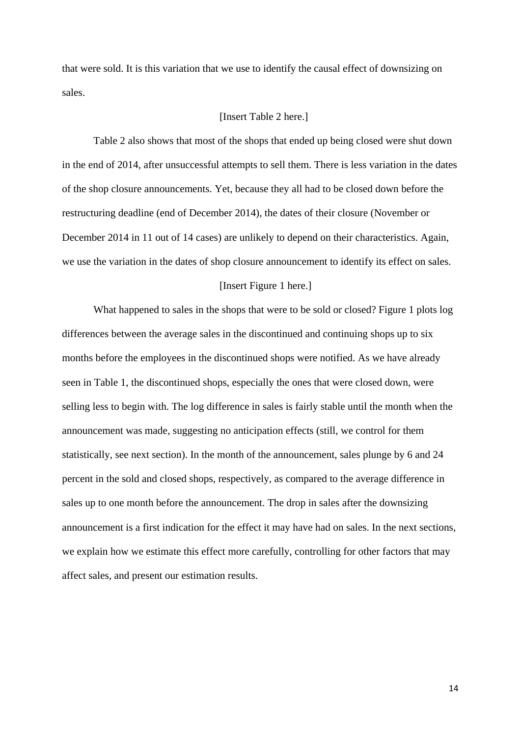that were sold. It is this variation that we use to identify the causal effect of downsizing on sales.

[Insert Table 2 here.]

Table 2 also shows that most of the shops that ended up being closed were shut down in the end of 2014, after unsuccessful attempts to sell them. There is less variation in the dates of the shop closure announcements. Yet, because they all had to be closed down before the restructuring deadline (end of December 2014), the dates of their closure (November or December 2014 in 11 out of 14 cases) are unlikely to depend on their characteristics. Again, we use the variation in the dates of shop closure announcement to identify its effect on sales.

[Insert Figure 1 here.]

What happened to sales in the shops that were to be sold or closed? Figure 1 plots log differences between the average sales in the discontinued and continuing shops up to six months before the employees in the discontinued shops were notified. As we have already seen in Table 1, the discontinued shops, especially the ones that were closed down, were selling less to begin with. The log difference in sales is fairly stable until the month when the announcement was made, suggesting no anticipation effects (still, we control for them statistically, see next section). In the month of the announcement, sales plunge by 6 and 24 percent in the sold and closed shops, respectively, as compared to the average difference in sales up to one month before the announcement. The drop in sales after the downsizing announcement is a first indication for the effect it may have had on sales. In the next sections, we explain how we estimate this effect more carefully, controlling for other factors that may affect sales, and present our estimation results.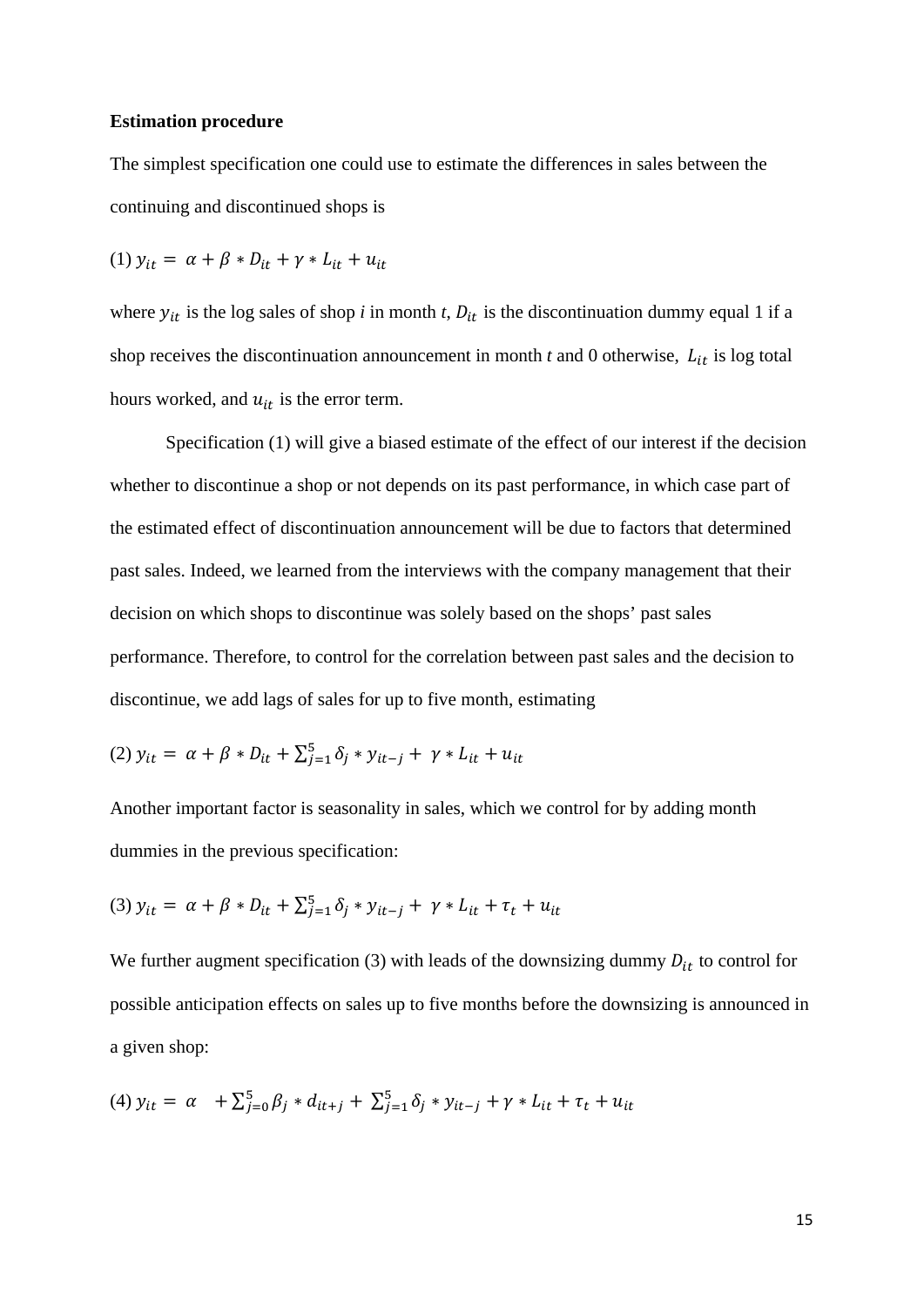**Estimation procedure**

The simplest specification one could use to estimate the differences in sales between the continuing and discontinued shops is

(1) $y_{it} = \alpha + \beta * D_{it} + \gamma * L_{it} + u_{it}$

where $y_{it}$ is the log sales of shop *i* in month *t*, $D_{it}$ is the discontinuation dummy equal 1 if a shop receives the discontinuation announcement in month *t* and 0 otherwise, $L_{it}$ is log total hours worked, and $u_{it}$ is the error term.

Specification (1) will give a biased estimate of the effect of our interest if the decision whether to discontinue a shop or not depends on its past performance, in which case part of the estimated effect of discontinuation announcement will be due to factors that determined past sales. Indeed, we learned from the interviews with the company management that their decision on which shops to discontinue was solely based on the shops' past sales performance. Therefore, to control for the correlation between past sales and the decision to discontinue, we add lags of sales for up to five month, estimating

(2) $y_{it} = \alpha + \beta * D_{it} + \sum_{j=1}^{5} \delta_j * y_{it-j} + \gamma * L_{it} + u_{it}$

Another important factor is seasonality in sales, which we control for by adding month dummies in the previous specification:

(3) $y_{it} = \alpha + \beta * D_{it} + \sum_{j=1}^{5} \delta_j * y_{it-j} + \gamma * L_{it} + \tau_t + u_{it}$

We further augment specification (3) with leads of the downsizing dummy $D_{it}$ to control for possible anticipation effects on sales up to five months before the downsizing is announced in a given shop:

(4) $y_{it} = \alpha \quad + \sum_{j=0}^{5} \beta_j * d_{it+j} + \sum_{j=1}^{5} \delta_j * y_{it-j} + \gamma * L_{it} + \tau_t + u_{it}$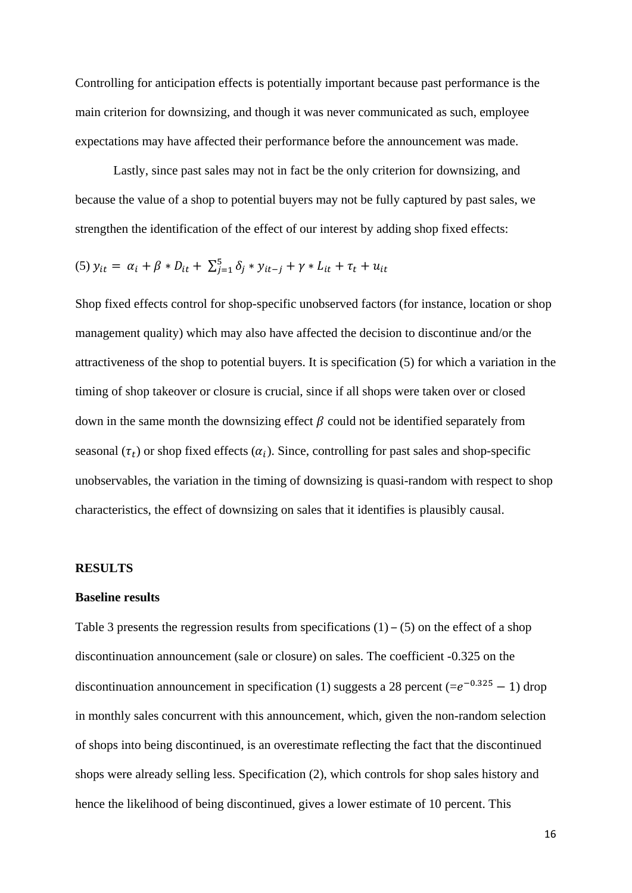Controlling for anticipation effects is potentially important because past performance is the main criterion for downsizing, and though it was never communicated as such, employee expectations may have affected their performance before the announcement was made.

Lastly, since past sales may not in fact be the only criterion for downsizing, and because the value of a shop to potential buyers may not be fully captured by past sales, we strengthen the identification of the effect of our interest by adding shop fixed effects:

$$(5)\ y_{it} = \alpha_i + \beta * D_{it} + \sum_{j=1}^{5} \delta_j * y_{it-j} + \gamma * L_{it} + \tau_t + u_{it}$$

Shop fixed effects control for shop-specific unobserved factors (for instance, location or shop management quality) which may also have affected the decision to discontinue and/or the attractiveness of the shop to potential buyers. It is specification (5) for which a variation in the timing of shop takeover or closure is crucial, since if all shops were taken over or closed down in the same month the downsizing effect $\beta$ could not be identified separately from seasonal ($\tau_t$) or shop fixed effects ($\alpha_i$). Since, controlling for past sales and shop-specific unobservables, the variation in the timing of downsizing is quasi-random with respect to shop characteristics, the effect of downsizing on sales that it identifies is plausibly causal.

## RESULTS

### Baseline results

Table 3 presents the regression results from specifications (1) – (5) on the effect of a shop discontinuation announcement (sale or closure) on sales. The coefficient -0.325 on the discontinuation announcement in specification (1) suggests a 28 percent (=$e^{-0.325} - 1$) drop in monthly sales concurrent with this announcement, which, given the non-random selection of shops into being discontinued, is an overestimate reflecting the fact that the discontinued shops were already selling less. Specification (2), which controls for shop sales history and hence the likelihood of being discontinued, gives a lower estimate of 10 percent. This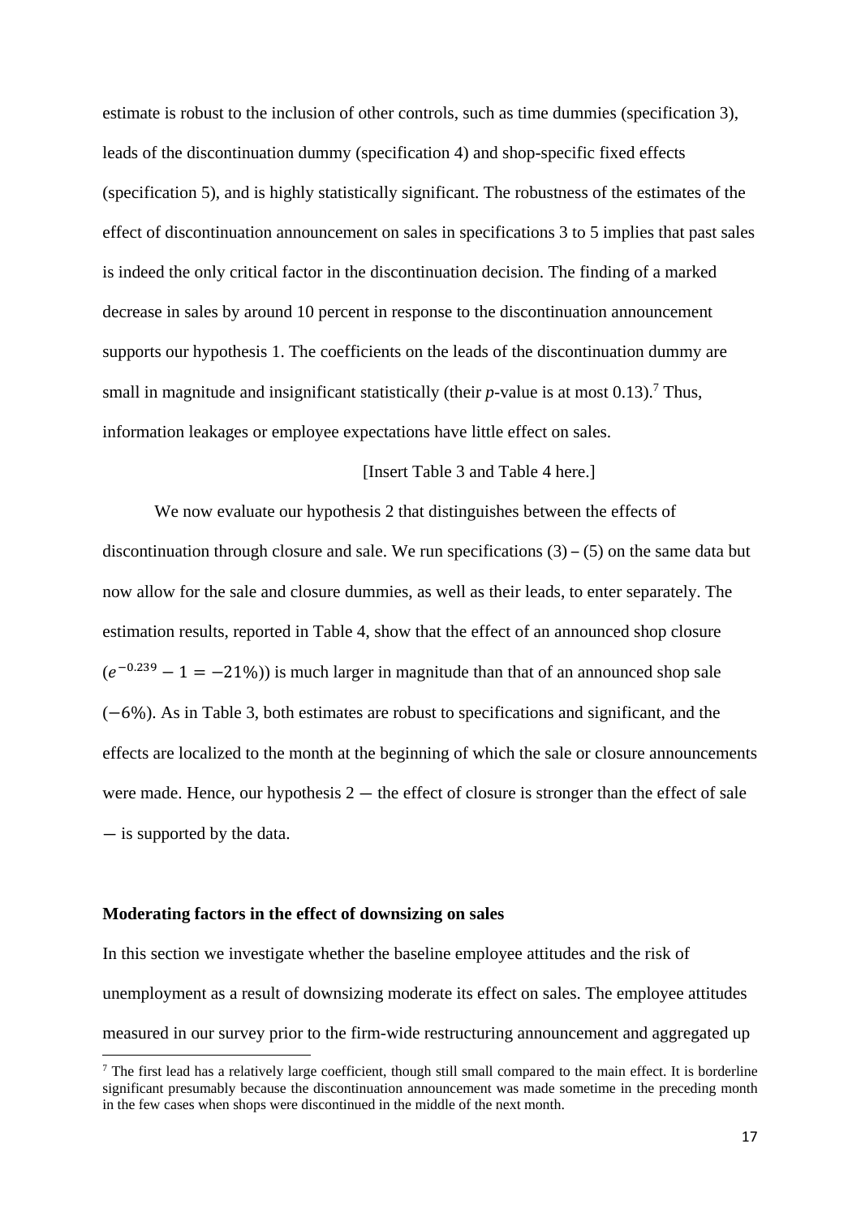estimate is robust to the inclusion of other controls, such as time dummies (specification 3), leads of the discontinuation dummy (specification 4) and shop-specific fixed effects (specification 5), and is highly statistically significant. The robustness of the estimates of the effect of discontinuation announcement on sales in specifications 3 to 5 implies that past sales is indeed the only critical factor in the discontinuation decision. The finding of a marked decrease in sales by around 10 percent in response to the discontinuation announcement supports our hypothesis 1. The coefficients on the leads of the discontinuation dummy are small in magnitude and insignificant statistically (their *p*-value is at most 0.13).[7] Thus, information leakages or employee expectations have little effect on sales.

[Insert Table 3 and Table 4 here.]

We now evaluate our hypothesis 2 that distinguishes between the effects of discontinuation through closure and sale. We run specifications (3) – (5) on the same data but now allow for the sale and closure dummies, as well as their leads, to enter separately. The estimation results, reported in Table 4, show that the effect of an announced shop closure ($e^{-0.239} - 1 = -21\%$)) is much larger in magnitude than that of an announced shop sale ($-6\%$). As in Table 3, both estimates are robust to specifications and significant, and the effects are localized to the month at the beginning of which the sale or closure announcements were made. Hence, our hypothesis 2 $-$ the effect of closure is stronger than the effect of sale $-$ is supported by the data.

**Moderating factors in the effect of downsizing on sales**

In this section we investigate whether the baseline employee attitudes and the risk of unemployment as a result of downsizing moderate its effect on sales. The employee attitudes measured in our survey prior to the firm-wide restructuring announcement and aggregated up

[7] The first lead has a relatively large coefficient, though still small compared to the main effect. It is borderline significant presumably because the discontinuation announcement was made sometime in the preceding month in the few cases when shops were discontinued in the middle of the next month.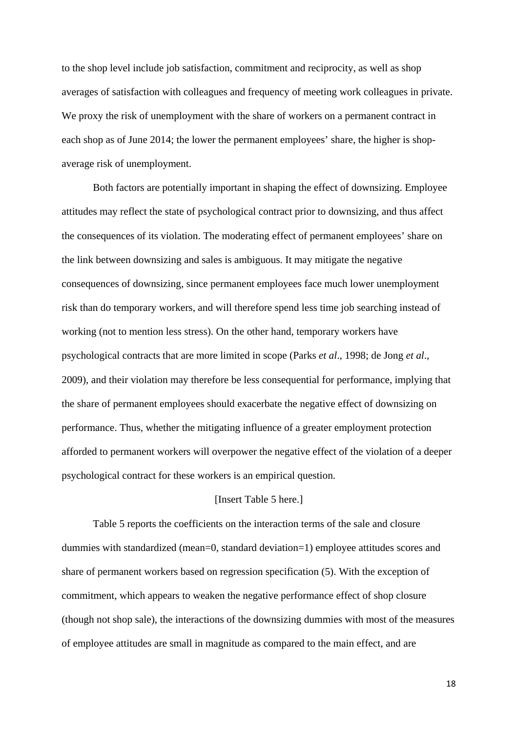to the shop level include job satisfaction, commitment and reciprocity, as well as shop averages of satisfaction with colleagues and frequency of meeting work colleagues in private. We proxy the risk of unemployment with the share of workers on a permanent contract in each shop as of June 2014; the lower the permanent employees' share, the higher is shop-average risk of unemployment.

Both factors are potentially important in shaping the effect of downsizing. Employee attitudes may reflect the state of psychological contract prior to downsizing, and thus affect the consequences of its violation. The moderating effect of permanent employees' share on the link between downsizing and sales is ambiguous. It may mitigate the negative consequences of downsizing, since permanent employees face much lower unemployment risk than do temporary workers, and will therefore spend less time job searching instead of working (not to mention less stress). On the other hand, temporary workers have psychological contracts that are more limited in scope (Parks *et al*., 1998; de Jong *et al*., 2009), and their violation may therefore be less consequential for performance, implying that the share of permanent employees should exacerbate the negative effect of downsizing on performance. Thus, whether the mitigating influence of a greater employment protection afforded to permanent workers will overpower the negative effect of the violation of a deeper psychological contract for these workers is an empirical question.

[Insert Table 5 here.]

Table 5 reports the coefficients on the interaction terms of the sale and closure dummies with standardized (mean=0, standard deviation=1) employee attitudes scores and share of permanent workers based on regression specification (5). With the exception of commitment, which appears to weaken the negative performance effect of shop closure (though not shop sale), the interactions of the downsizing dummies with most of the measures of employee attitudes are small in magnitude as compared to the main effect, and are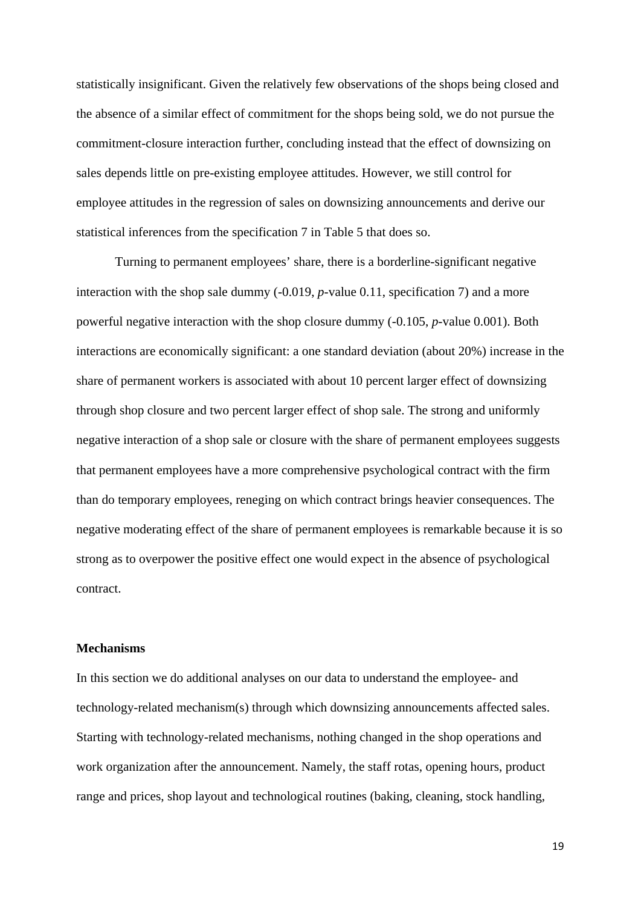statistically insignificant. Given the relatively few observations of the shops being closed and the absence of a similar effect of commitment for the shops being sold, we do not pursue the commitment-closure interaction further, concluding instead that the effect of downsizing on sales depends little on pre-existing employee attitudes. However, we still control for employee attitudes in the regression of sales on downsizing announcements and derive our statistical inferences from the specification 7 in Table 5 that does so.

Turning to permanent employees' share, there is a borderline-significant negative interaction with the shop sale dummy (-0.019, *p*-value 0.11, specification 7) and a more powerful negative interaction with the shop closure dummy (-0.105, *p*-value 0.001). Both interactions are economically significant: a one standard deviation (about 20%) increase in the share of permanent workers is associated with about 10 percent larger effect of downsizing through shop closure and two percent larger effect of shop sale. The strong and uniformly negative interaction of a shop sale or closure with the share of permanent employees suggests that permanent employees have a more comprehensive psychological contract with the firm than do temporary employees, reneging on which contract brings heavier consequences. The negative moderating effect of the share of permanent employees is remarkable because it is so strong as to overpower the positive effect one would expect in the absence of psychological contract.

**Mechanisms**

In this section we do additional analyses on our data to understand the employee- and technology-related mechanism(s) through which downsizing announcements affected sales. Starting with technology-related mechanisms, nothing changed in the shop operations and work organization after the announcement. Namely, the staff rotas, opening hours, product range and prices, shop layout and technological routines (baking, cleaning, stock handling,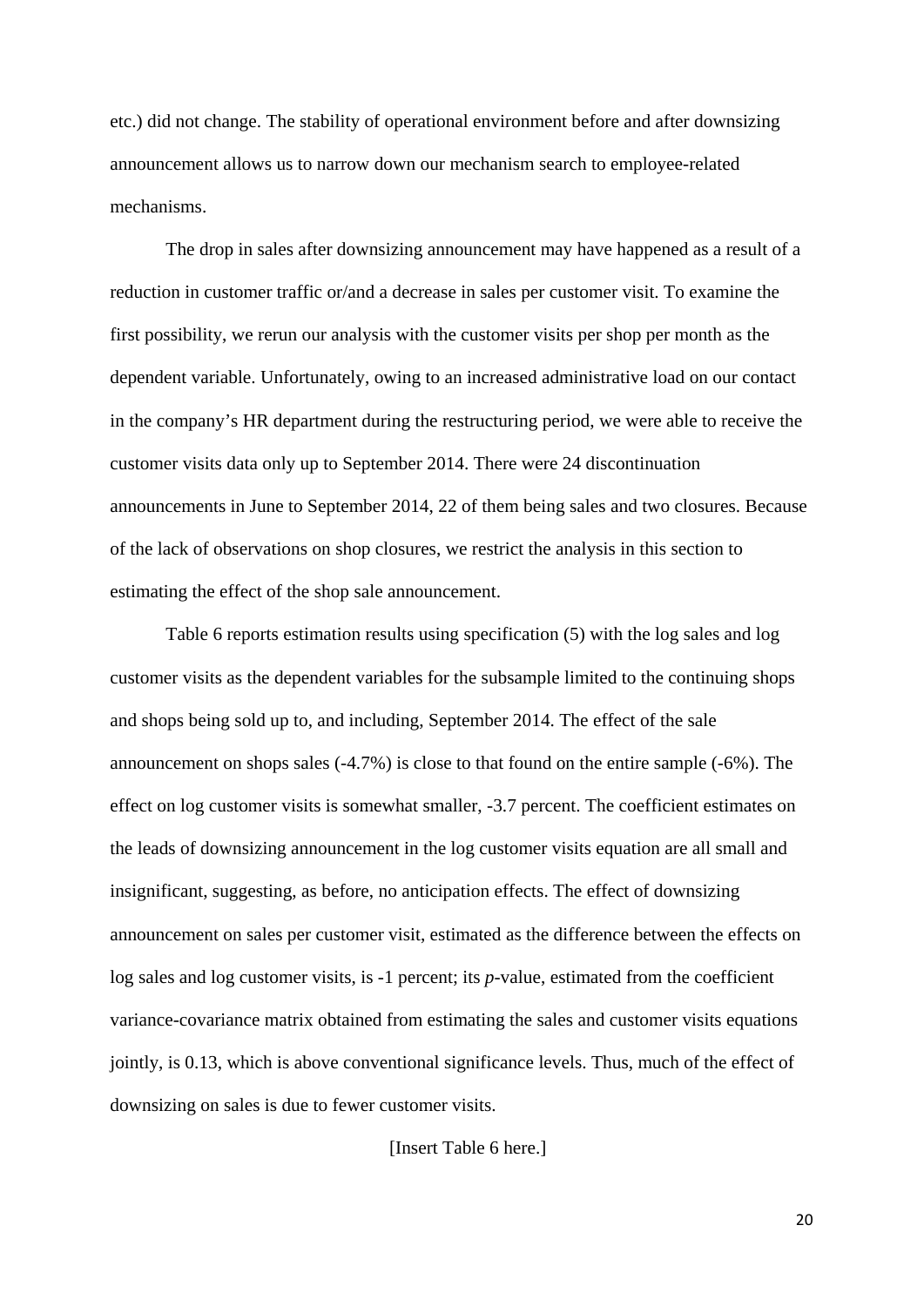etc.) did not change. The stability of operational environment before and after downsizing announcement allows us to narrow down our mechanism search to employee-related mechanisms.

The drop in sales after downsizing announcement may have happened as a result of a reduction in customer traffic or/and a decrease in sales per customer visit. To examine the first possibility, we rerun our analysis with the customer visits per shop per month as the dependent variable. Unfortunately, owing to an increased administrative load on our contact in the company's HR department during the restructuring period, we were able to receive the customer visits data only up to September 2014. There were 24 discontinuation announcements in June to September 2014, 22 of them being sales and two closures. Because of the lack of observations on shop closures, we restrict the analysis in this section to estimating the effect of the shop sale announcement.

Table 6 reports estimation results using specification (5) with the log sales and log customer visits as the dependent variables for the subsample limited to the continuing shops and shops being sold up to, and including, September 2014. The effect of the sale announcement on shops sales (-4.7%) is close to that found on the entire sample (-6%). The effect on log customer visits is somewhat smaller, -3.7 percent. The coefficient estimates on the leads of downsizing announcement in the log customer visits equation are all small and insignificant, suggesting, as before, no anticipation effects. The effect of downsizing announcement on sales per customer visit, estimated as the difference between the effects on log sales and log customer visits, is -1 percent; its *p*-value, estimated from the coefficient variance-covariance matrix obtained from estimating the sales and customer visits equations jointly, is 0.13, which is above conventional significance levels. Thus, much of the effect of downsizing on sales is due to fewer customer visits.

[Insert Table 6 here.]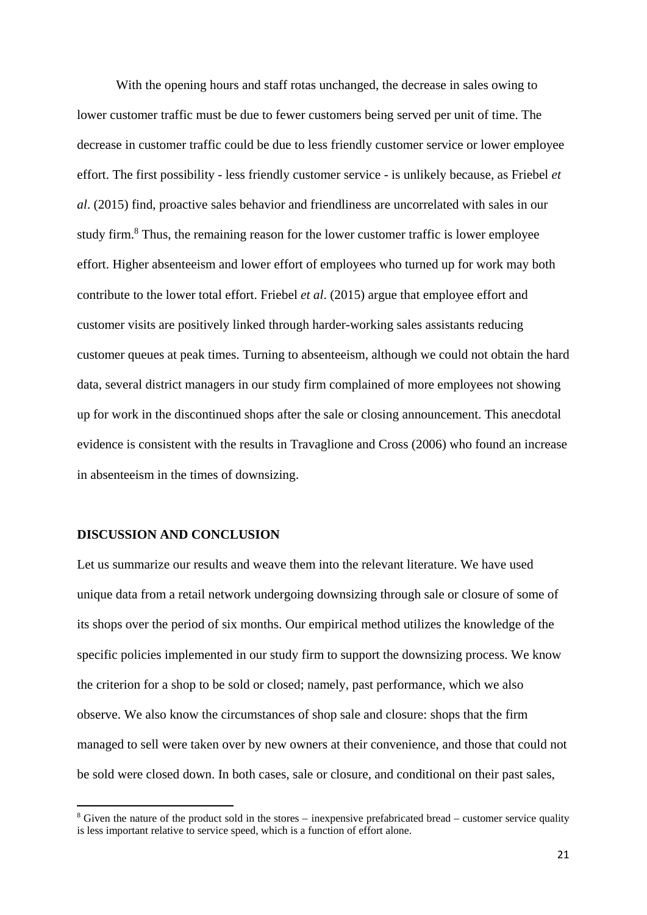With the opening hours and staff rotas unchanged, the decrease in sales owing to lower customer traffic must be due to fewer customers being served per unit of time. The decrease in customer traffic could be due to less friendly customer service or lower employee effort. The first possibility - less friendly customer service - is unlikely because, as Friebel *et al*. (2015) find, proactive sales behavior and friendliness are uncorrelated with sales in our study firm.[8] Thus, the remaining reason for the lower customer traffic is lower employee effort. Higher absenteeism and lower effort of employees who turned up for work may both contribute to the lower total effort. Friebel *et al*. (2015) argue that employee effort and customer visits are positively linked through harder-working sales assistants reducing customer queues at peak times. Turning to absenteeism, although we could not obtain the hard data, several district managers in our study firm complained of more employees not showing up for work in the discontinued shops after the sale or closing announcement. This anecdotal evidence is consistent with the results in Travaglione and Cross (2006) who found an increase in absenteeism in the times of downsizing.

## DISCUSSION AND CONCLUSION

Let us summarize our results and weave them into the relevant literature. We have used unique data from a retail network undergoing downsizing through sale or closure of some of its shops over the period of six months. Our empirical method utilizes the knowledge of the specific policies implemented in our study firm to support the downsizing process. We know the criterion for a shop to be sold or closed; namely, past performance, which we also observe. We also know the circumstances of shop sale and closure: shops that the firm managed to sell were taken over by new owners at their convenience, and those that could not be sold were closed down. In both cases, sale or closure, and conditional on their past sales,

[8] Given the nature of the product sold in the stores – inexpensive prefabricated bread – customer service quality is less important relative to service speed, which is a function of effort alone.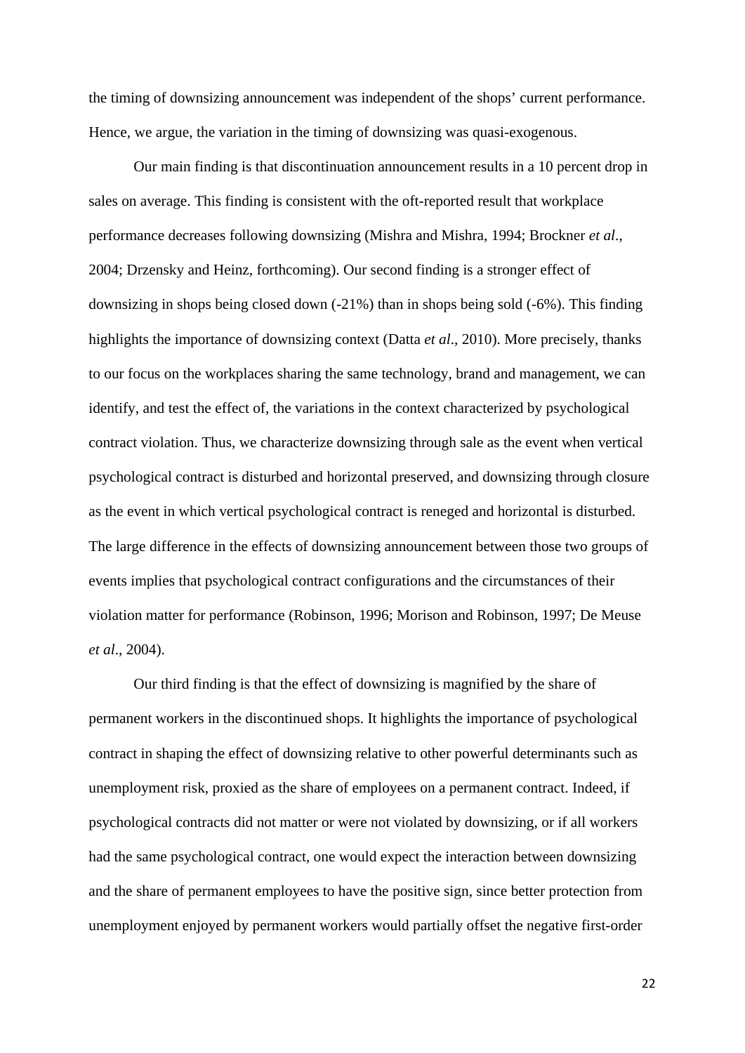the timing of downsizing announcement was independent of the shops' current performance. Hence, we argue, the variation in the timing of downsizing was quasi-exogenous.

Our main finding is that discontinuation announcement results in a 10 percent drop in sales on average. This finding is consistent with the oft-reported result that workplace performance decreases following downsizing (Mishra and Mishra, 1994; Brockner *et al*., 2004; Drzensky and Heinz, forthcoming). Our second finding is a stronger effect of downsizing in shops being closed down (-21%) than in shops being sold (-6%). This finding highlights the importance of downsizing context (Datta *et al*., 2010). More precisely, thanks to our focus on the workplaces sharing the same technology, brand and management, we can identify, and test the effect of, the variations in the context characterized by psychological contract violation. Thus, we characterize downsizing through sale as the event when vertical psychological contract is disturbed and horizontal preserved, and downsizing through closure as the event in which vertical psychological contract is reneged and horizontal is disturbed. The large difference in the effects of downsizing announcement between those two groups of events implies that psychological contract configurations and the circumstances of their violation matter for performance (Robinson, 1996; Morison and Robinson, 1997; De Meuse *et al*., 2004).

Our third finding is that the effect of downsizing is magnified by the share of permanent workers in the discontinued shops. It highlights the importance of psychological contract in shaping the effect of downsizing relative to other powerful determinants such as unemployment risk, proxied as the share of employees on a permanent contract. Indeed, if psychological contracts did not matter or were not violated by downsizing, or if all workers had the same psychological contract, one would expect the interaction between downsizing and the share of permanent employees to have the positive sign, since better protection from unemployment enjoyed by permanent workers would partially offset the negative first-order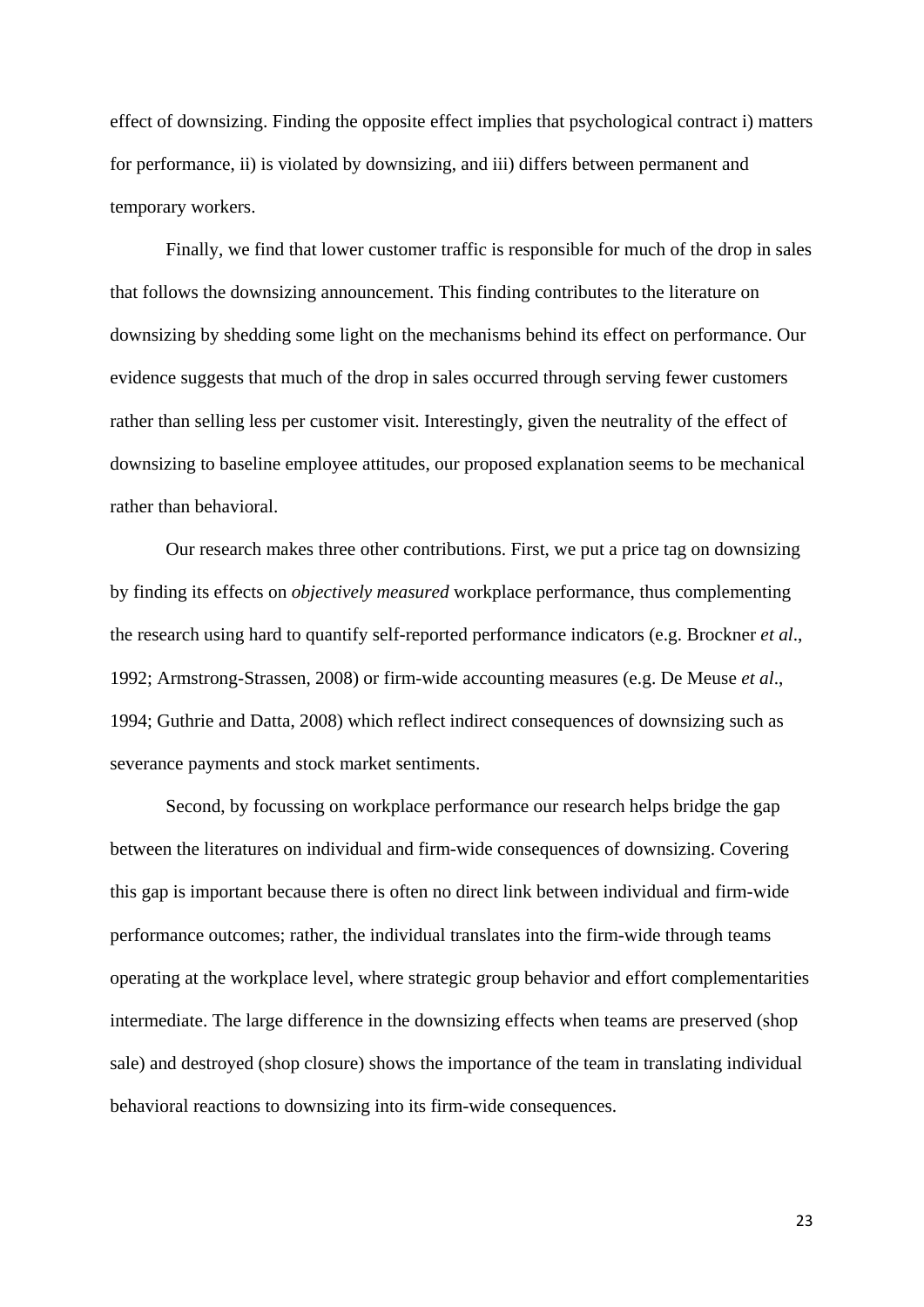effect of downsizing. Finding the opposite effect implies that psychological contract i) matters for performance, ii) is violated by downsizing, and iii) differs between permanent and temporary workers.

Finally, we find that lower customer traffic is responsible for much of the drop in sales that follows the downsizing announcement. This finding contributes to the literature on downsizing by shedding some light on the mechanisms behind its effect on performance. Our evidence suggests that much of the drop in sales occurred through serving fewer customers rather than selling less per customer visit. Interestingly, given the neutrality of the effect of downsizing to baseline employee attitudes, our proposed explanation seems to be mechanical rather than behavioral.

Our research makes three other contributions. First, we put a price tag on downsizing by finding its effects on *objectively measured* workplace performance, thus complementing the research using hard to quantify self-reported performance indicators (e.g. Brockner *et al*., 1992; Armstrong-Strassen, 2008) or firm-wide accounting measures (e.g. De Meuse *et al*., 1994; Guthrie and Datta, 2008) which reflect indirect consequences of downsizing such as severance payments and stock market sentiments.

Second, by focussing on workplace performance our research helps bridge the gap between the literatures on individual and firm-wide consequences of downsizing. Covering this gap is important because there is often no direct link between individual and firm-wide performance outcomes; rather, the individual translates into the firm-wide through teams operating at the workplace level, where strategic group behavior and effort complementarities intermediate. The large difference in the downsizing effects when teams are preserved (shop sale) and destroyed (shop closure) shows the importance of the team in translating individual behavioral reactions to downsizing into its firm-wide consequences.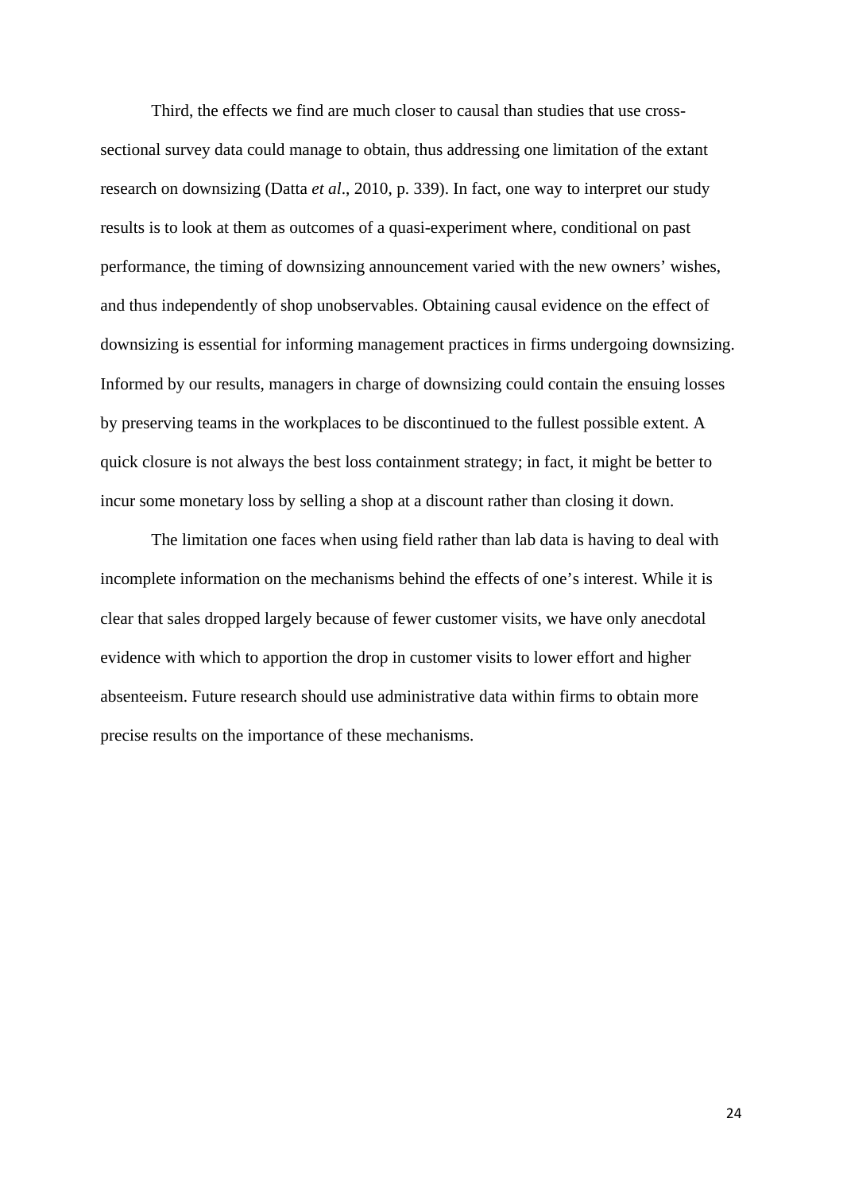Third, the effects we find are much closer to causal than studies that use cross-sectional survey data could manage to obtain, thus addressing one limitation of the extant research on downsizing (Datta *et al*., 2010, p. 339). In fact, one way to interpret our study results is to look at them as outcomes of a quasi-experiment where, conditional on past performance, the timing of downsizing announcement varied with the new owners' wishes, and thus independently of shop unobservables. Obtaining causal evidence on the effect of downsizing is essential for informing management practices in firms undergoing downsizing. Informed by our results, managers in charge of downsizing could contain the ensuing losses by preserving teams in the workplaces to be discontinued to the fullest possible extent. A quick closure is not always the best loss containment strategy; in fact, it might be better to incur some monetary loss by selling a shop at a discount rather than closing it down.

The limitation one faces when using field rather than lab data is having to deal with incomplete information on the mechanisms behind the effects of one's interest. While it is clear that sales dropped largely because of fewer customer visits, we have only anecdotal evidence with which to apportion the drop in customer visits to lower effort and higher absenteeism. Future research should use administrative data within firms to obtain more precise results on the importance of these mechanisms.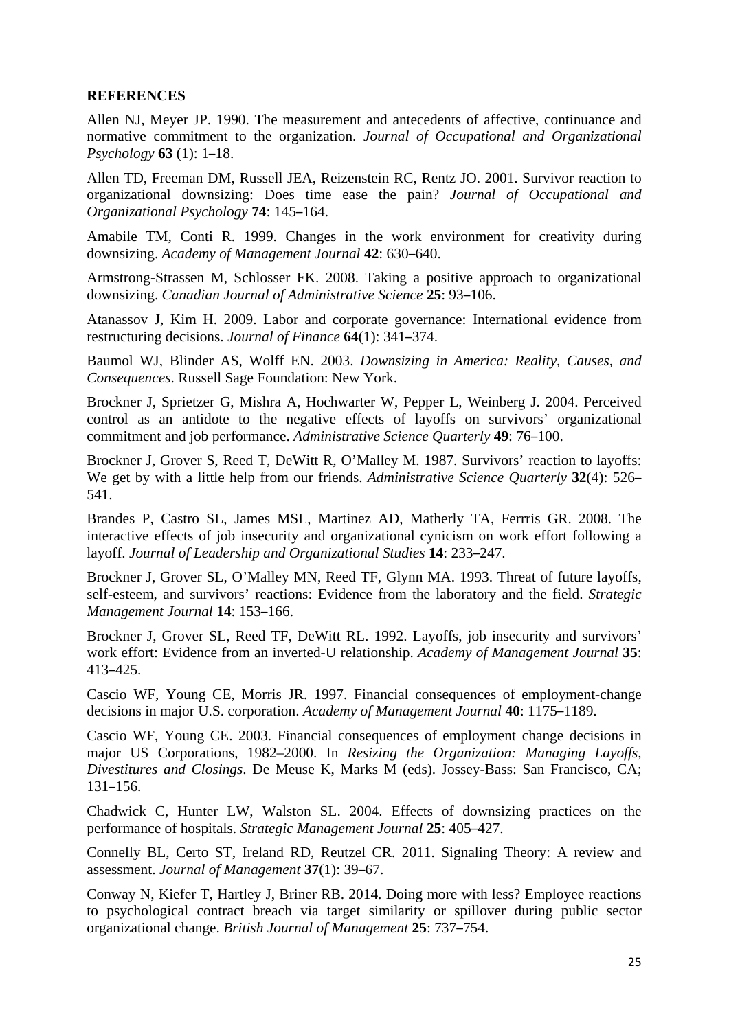**REFERENCES**

Allen NJ, Meyer JP. 1990. The measurement and antecedents of affective, continuance and normative commitment to the organization. *Journal of Occupational and Organizational Psychology* **63** (1): 1–18.

Allen TD, Freeman DM, Russell JEA, Reizenstein RC, Rentz JO. 2001. Survivor reaction to organizational downsizing: Does time ease the pain? *Journal of Occupational and Organizational Psychology* **74**: 145–164.

Amabile TM, Conti R. 1999. Changes in the work environment for creativity during downsizing. *Academy of Management Journal* **42**: 630–640.

Armstrong-Strassen M, Schlosser FK. 2008. Taking a positive approach to organizational downsizing. *Canadian Journal of Administrative Science* **25**: 93–106.

Atanassov J, Kim H. 2009. Labor and corporate governance: International evidence from restructuring decisions. *Journal of Finance* **64**(1): 341–374.

Baumol WJ, Blinder AS, Wolff EN. 2003. *Downsizing in America: Reality, Causes, and Consequences*. Russell Sage Foundation: New York.

Brockner J, Sprietzer G, Mishra A, Hochwarter W, Pepper L, Weinberg J. 2004. Perceived control as an antidote to the negative effects of layoffs on survivors' organizational commitment and job performance. *Administrative Science Quarterly* **49**: 76–100.

Brockner J, Grover S, Reed T, DeWitt R, O'Malley M. 1987. Survivors' reaction to layoffs: We get by with a little help from our friends. *Administrative Science Quarterly* **32**(4): 526–541.

Brandes P, Castro SL, James MSL, Martinez AD, Matherly TA, Ferrris GR. 2008. The interactive effects of job insecurity and organizational cynicism on work effort following a layoff. *Journal of Leadership and Organizational Studies* **14**: 233–247.

Brockner J, Grover SL, O'Malley MN, Reed TF, Glynn MA. 1993. Threat of future layoffs, self-esteem, and survivors' reactions: Evidence from the laboratory and the field. *Strategic Management Journal* **14**: 153–166.

Brockner J, Grover SL, Reed TF, DeWitt RL. 1992. Layoffs, job insecurity and survivors' work effort: Evidence from an inverted-U relationship. *Academy of Management Journal* **35**: 413–425.

Cascio WF, Young CE, Morris JR. 1997. Financial consequences of employment-change decisions in major U.S. corporation. *Academy of Management Journal* **40**: 1175–1189.

Cascio WF, Young CE. 2003. Financial consequences of employment change decisions in major US Corporations, 1982–2000. In *Resizing the Organization: Managing Layoffs, Divestitures and Closings*. De Meuse K, Marks M (eds). Jossey-Bass: San Francisco, CA; 131–156.

Chadwick C, Hunter LW, Walston SL. 2004. Effects of downsizing practices on the performance of hospitals. *Strategic Management Journal* **25**: 405–427.

Connelly BL, Certo ST, Ireland RD, Reutzel CR. 2011. Signaling Theory: A review and assessment. *Journal of Management* **37**(1): 39–67.

Conway N, Kiefer T, Hartley J, Briner RB. 2014. Doing more with less? Employee reactions to psychological contract breach via target similarity or spillover during public sector organizational change. *British Journal of Management* **25**: 737–754.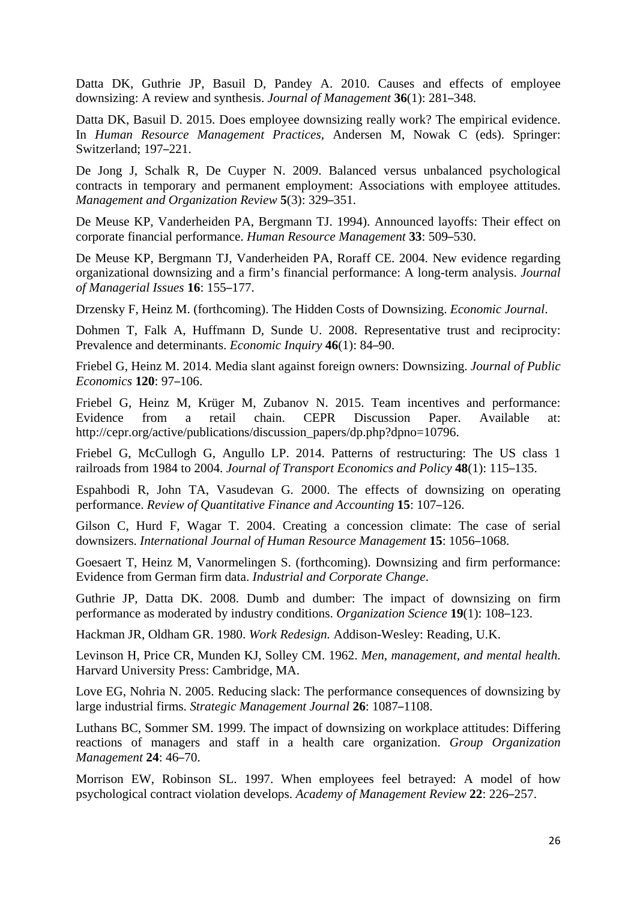Datta DK, Guthrie JP, Basuil D, Pandey A. 2010. Causes and effects of employee downsizing: A review and synthesis. *Journal of Management* **36**(1): 281–348.

Datta DK, Basuil D. 2015. Does employee downsizing really work? The empirical evidence. In *Human Resource Management Practices*, Andersen M, Nowak C (eds). Springer: Switzerland; 197–221.

De Jong J, Schalk R, De Cuyper N. 2009. Balanced versus unbalanced psychological contracts in temporary and permanent employment: Associations with employee attitudes. *Management and Organization Review* **5**(3): 329–351.

De Meuse KP, Vanderheiden PA, Bergmann TJ. 1994). Announced layoffs: Their effect on corporate financial performance. *Human Resource Management* **33**: 509–530.

De Meuse KP, Bergmann TJ, Vanderheiden PA, Roraff CE. 2004. New evidence regarding organizational downsizing and a firm's financial performance: A long-term analysis. *Journal of Managerial Issues* **16**: 155–177.

Drzensky F, Heinz M. (forthcoming). The Hidden Costs of Downsizing. *Economic Journal*.

Dohmen T, Falk A, Huffmann D, Sunde U. 2008. Representative trust and reciprocity: Prevalence and determinants. *Economic Inquiry* **46**(1): 84–90.

Friebel G, Heinz M. 2014. Media slant against foreign owners: Downsizing. *Journal of Public Economics* **120**: 97–106.

Friebel G, Heinz M, Krüger M, Zubanov N. 2015. Team incentives and performance: Evidence from a retail chain. CEPR Discussion Paper. Available at: http://cepr.org/active/publications/discussion_papers/dp.php?dpno=10796.

Friebel G, McCullogh G, Angullo LP. 2014. Patterns of restructuring: The US class 1 railroads from 1984 to 2004. *Journal of Transport Economics and Policy* **48**(1): 115–135.

Espahbodi R, John TA, Vasudevan G. 2000. The effects of downsizing on operating performance. *Review of Quantitative Finance and Accounting* **15**: 107–126.

Gilson C, Hurd F, Wagar T. 2004. Creating a concession climate: The case of serial downsizers. *International Journal of Human Resource Management* **15**: 1056–1068.

Goesaert T, Heinz M, Vanormelingen S. (forthcoming). Downsizing and firm performance: Evidence from German firm data. *Industrial and Corporate Change*.

Guthrie JP, Datta DK. 2008. Dumb and dumber: The impact of downsizing on firm performance as moderated by industry conditions. *Organization Science* **19**(1): 108–123.

Hackman JR, Oldham GR. 1980. *Work Redesign.* Addison-Wesley: Reading, U.K.

Levinson H, Price CR, Munden KJ, Solley CM. 1962. *Men, management, and mental health*. Harvard University Press: Cambridge, MA.

Love EG, Nohria N. 2005. Reducing slack: The performance consequences of downsizing by large industrial firms. *Strategic Management Journal* **26**: 1087–1108.

Luthans BC, Sommer SM. 1999. The impact of downsizing on workplace attitudes: Differing reactions of managers and staff in a health care organization. *Group Organization Management* **24**: 46–70.

Morrison EW, Robinson SL. 1997. When employees feel betrayed: A model of how psychological contract violation develops. *Academy of Management Review* **22**: 226–257.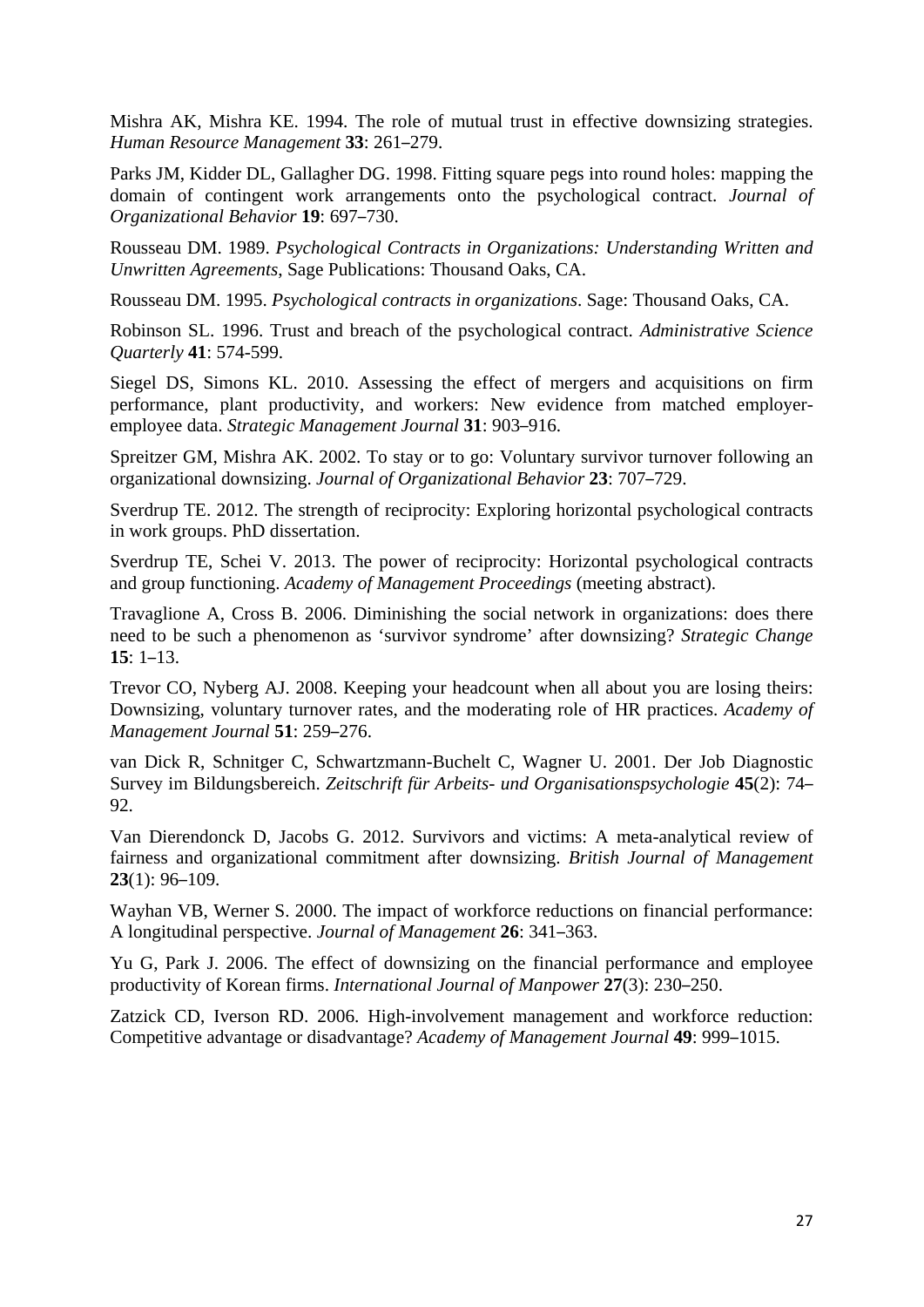Mishra AK, Mishra KE. 1994. The role of mutual trust in effective downsizing strategies. *Human Resource Management* **33**: 261–279.

Parks JM, Kidder DL, Gallagher DG. 1998. Fitting square pegs into round holes: mapping the domain of contingent work arrangements onto the psychological contract. *Journal of Organizational Behavior* **19**: 697–730.

Rousseau DM. 1989. *Psychological Contracts in Organizations: Understanding Written and Unwritten Agreements*, Sage Publications: Thousand Oaks, CA.

Rousseau DM. 1995. *Psychological contracts in organizations*. Sage: Thousand Oaks, CA.

Robinson SL. 1996. Trust and breach of the psychological contract. *Administrative Science Quarterly* **41**: 574-599.

Siegel DS, Simons KL. 2010. Assessing the effect of mergers and acquisitions on firm performance, plant productivity, and workers: New evidence from matched employer-employee data. *Strategic Management Journal* **31**: 903–916.

Spreitzer GM, Mishra AK. 2002. To stay or to go: Voluntary survivor turnover following an organizational downsizing. *Journal of Organizational Behavior* **23**: 707–729.

Sverdrup TE. 2012. The strength of reciprocity: Exploring horizontal psychological contracts in work groups. PhD dissertation.

Sverdrup TE, Schei V. 2013. The power of reciprocity: Horizontal psychological contracts and group functioning. *Academy of Management Proceedings* (meeting abstract).

Travaglione A, Cross B. 2006. Diminishing the social network in organizations: does there need to be such a phenomenon as 'survivor syndrome' after downsizing? *Strategic Change* **15**: 1–13.

Trevor CO, Nyberg AJ. 2008. Keeping your headcount when all about you are losing theirs: Downsizing, voluntary turnover rates, and the moderating role of HR practices. *Academy of Management Journal* **51**: 259–276.

van Dick R, Schnitger C, Schwartzmann-Buchelt C, Wagner U. 2001. Der Job Diagnostic Survey im Bildungsbereich. *Zeitschrift für Arbeits- und Organisationspsychologie* **45**(2): 74–92.

Van Dierendonck D, Jacobs G. 2012. Survivors and victims: A meta-analytical review of fairness and organizational commitment after downsizing. *British Journal of Management* **23**(1): 96–109.

Wayhan VB, Werner S. 2000. The impact of workforce reductions on financial performance: A longitudinal perspective. *Journal of Management* **26**: 341–363.

Yu G, Park J. 2006. The effect of downsizing on the financial performance and employee productivity of Korean firms. *International Journal of Manpower* **27**(3): 230–250.

Zatzick CD, Iverson RD. 2006. High-involvement management and workforce reduction: Competitive advantage or disadvantage? *Academy of Management Journal* **49**: 999–1015.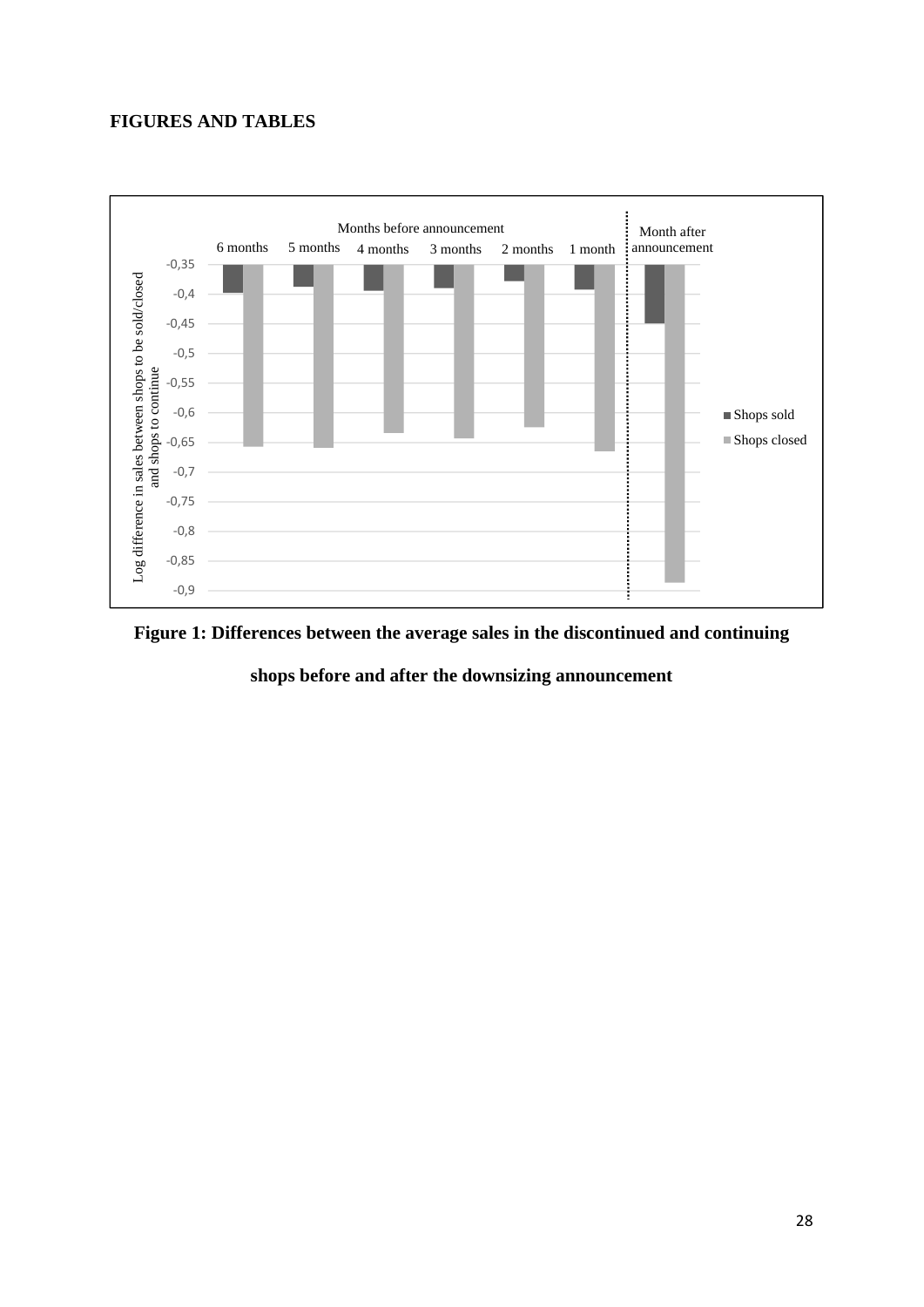**FIGURES AND TABLES**

**Figure 1: Differences between the average sales in the discontinued and continuing shops before and after the downsizing announcement**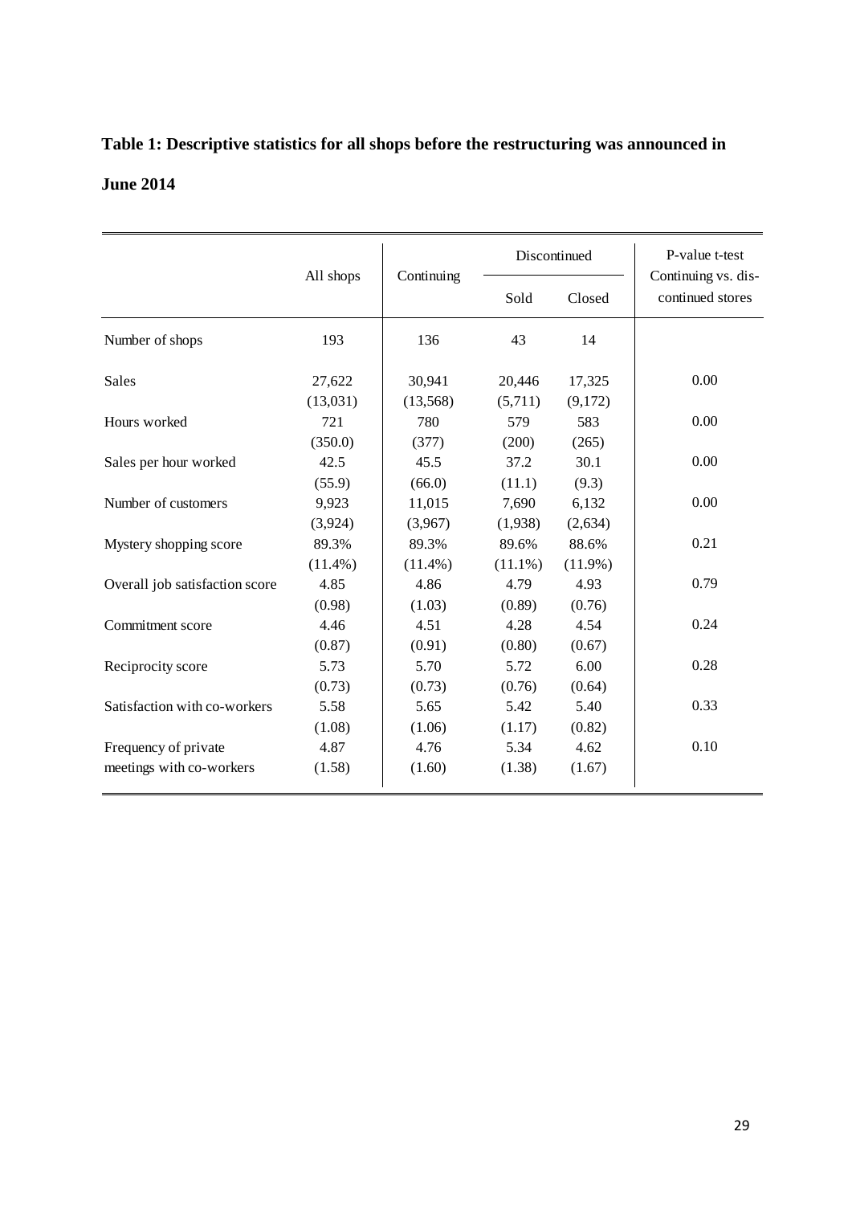**Table 1: Descriptive statistics for all shops before the restructuring was announced in June 2014**

| | All shops | Continuing | Discontinued | | P-value t-test Continuing vs. discontinued stores |
|---|---|---|---|---|---|
| | | | Sold | Closed | |
| Number of shops | 193 | 136 | 43 | 14 | |
| Sales | 27,622 | 30,941 | 20,446 | 17,325 | 0.00 |
| | (13,031) | (13,568) | (5,711) | (9,172) | |
| Hours worked | 721 | 780 | 579 | 583 | 0.00 |
| | (350.0) | (377) | (200) | (265) | |
| Sales per hour worked | 42.5 | 45.5 | 37.2 | 30.1 | 0.00 |
| | (55.9) | (66.0) | (11.1) | (9.3) | |
| Number of customers | 9,923 | 11,015 | 7,690 | 6,132 | 0.00 |
| | (3,924) | (3,967) | (1,938) | (2,634) | |
| Mystery shopping score | 89.3% | 89.3% | 89.6% | 88.6% | 0.21 |
| | (11.4%) | (11.4%) | (11.1%) | (11.9%) | |
| Overall job satisfaction score | 4.85 | 4.86 | 4.79 | 4.93 | 0.79 |
| | (0.98) | (1.03) | (0.89) | (0.76) | |
| Commitment score | 4.46 | 4.51 | 4.28 | 4.54 | 0.24 |
| | (0.87) | (0.91) | (0.80) | (0.67) | |
| Reciprocity score | 5.73 | 5.70 | 5.72 | 6.00 | 0.28 |
| | (0.73) | (0.73) | (0.76) | (0.64) | |
| Satisfaction with co-workers | 5.58 | 5.65 | 5.42 | 5.40 | 0.33 |
| | (1.08) | (1.06) | (1.17) | (0.82) | |
| Frequency of private meetings with co-workers | 4.87 | 4.76 | 5.34 | 4.62 | 0.10 |
| | (1.58) | (1.60) | (1.38) | (1.67) | |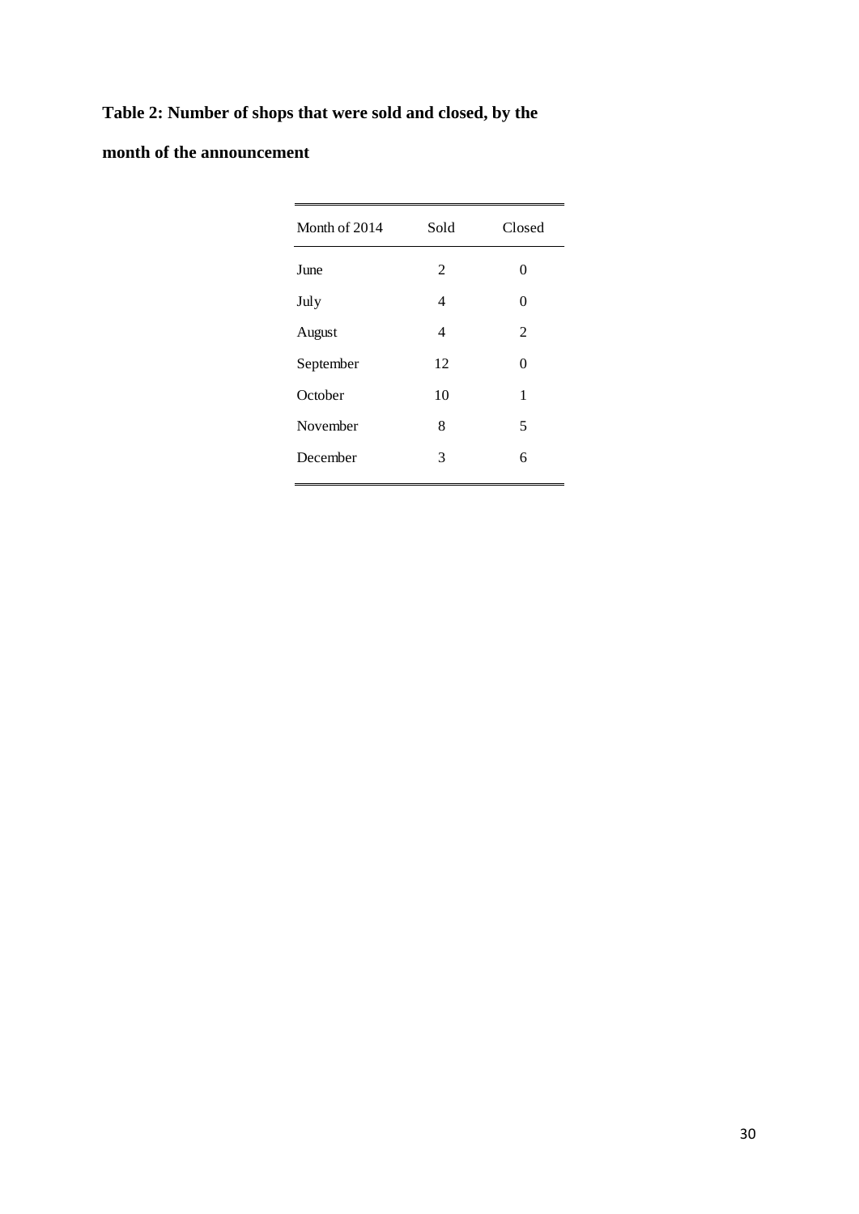**Table 2: Number of shops that were sold and closed, by the month of the announcement**

| Month of 2014 | Sold | Closed |
|---|---|---|
| June | 2 | 0 |
| July | 4 | 0 |
| August | 4 | 2 |
| September | 12 | 0 |
| October | 10 | 1 |
| November | 8 | 5 |
| December | 3 | 6 |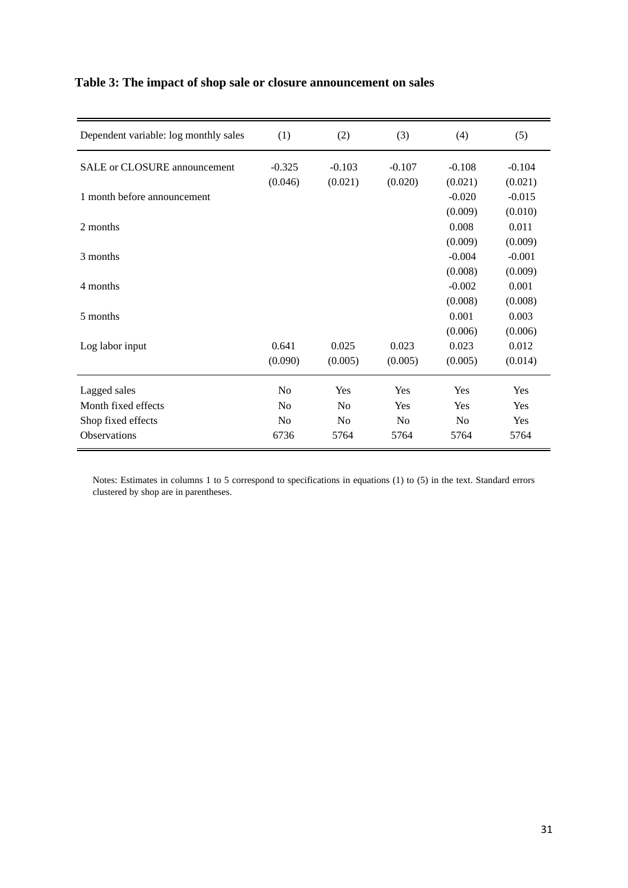**Table 3: The impact of shop sale or closure announcement on sales**

| Dependent variable: log monthly sales | (1) | (2) | (3) | (4) | (5) |
|---|---|---|---|---|---|
| SALE or CLOSURE announcement | -0.325 | -0.103 | -0.107 | -0.108 | -0.104 |
| | (0.046) | (0.021) | (0.020) | (0.021) | (0.021) |
| 1 month before announcement | | | | -0.020 | -0.015 |
| | | | | (0.009) | (0.010) |
| 2 months | | | | 0.008 | 0.011 |
| | | | | (0.009) | (0.009) |
| 3 months | | | | -0.004 | -0.001 |
| | | | | (0.008) | (0.009) |
| 4 months | | | | -0.002 | 0.001 |
| | | | | (0.008) | (0.008) |
| 5 months | | | | 0.001 | 0.003 |
| | | | | (0.006) | (0.006) |
| Log labor input | 0.641 | 0.025 | 0.023 | 0.023 | 0.012 |
| | (0.090) | (0.005) | (0.005) | (0.005) | (0.014) |
| Lagged sales | No | Yes | Yes | Yes | Yes |
| Month fixed effects | No | No | Yes | Yes | Yes |
| Shop fixed effects | No | No | No | No | Yes |
| Observations | 6736 | 5764 | 5764 | 5764 | 5764 |

Notes: Estimates in columns 1 to 5 correspond to specifications in equations (1) to (5) in the text. Standard errors clustered by shop are in parentheses.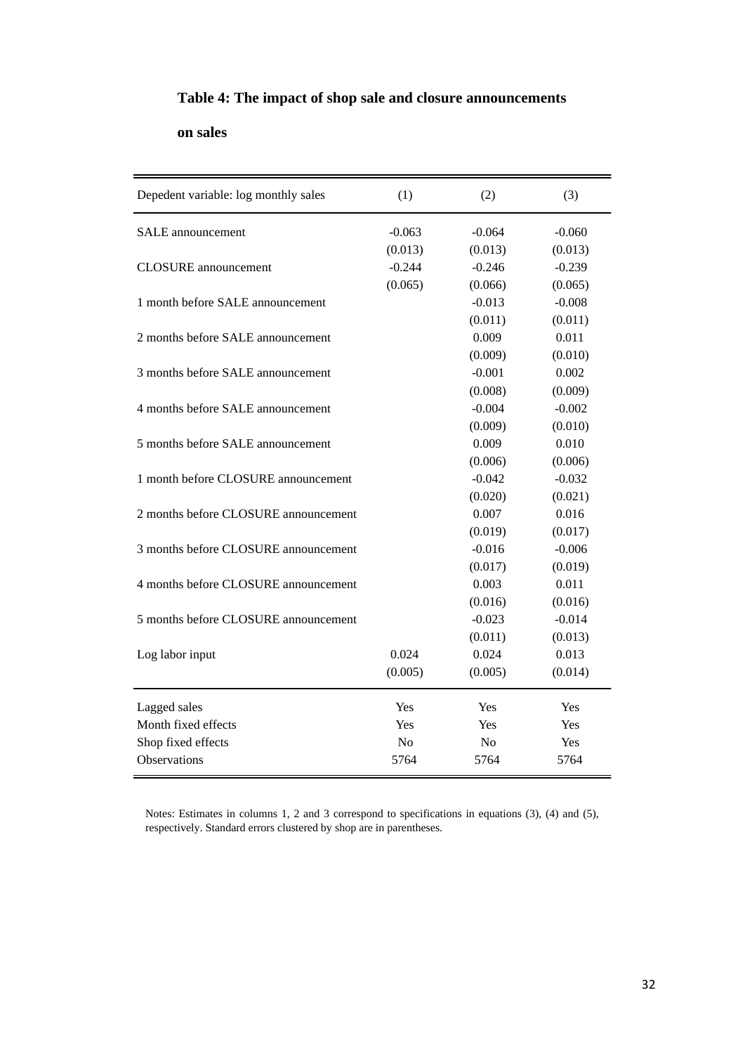**Table 4: The impact of shop sale and closure announcements on sales**

| Depedent variable: log monthly sales | (1) | (2) | (3) |
|---|---|---|---|
| SALE announcement | -0.063 | -0.064 | -0.060 |
| | (0.013) | (0.013) | (0.013) |
| CLOSURE announcement | -0.244 | -0.246 | -0.239 |
| | (0.065) | (0.066) | (0.065) |
| 1 month before SALE announcement | | -0.013 | -0.008 |
| | | (0.011) | (0.011) |
| 2 months before SALE announcement | | 0.009 | 0.011 |
| | | (0.009) | (0.010) |
| 3 months before SALE announcement | | -0.001 | 0.002 |
| | | (0.008) | (0.009) |
| 4 months before SALE announcement | | -0.004 | -0.002 |
| | | (0.009) | (0.010) |
| 5 months before SALE announcement | | 0.009 | 0.010 |
| | | (0.006) | (0.006) |
| 1 month before CLOSURE announcement | | -0.042 | -0.032 |
| | | (0.020) | (0.021) |
| 2 months before CLOSURE announcement | | 0.007 | 0.016 |
| | | (0.019) | (0.017) |
| 3 months before CLOSURE announcement | | -0.016 | -0.006 |
| | | (0.017) | (0.019) |
| 4 months before CLOSURE announcement | | 0.003 | 0.011 |
| | | (0.016) | (0.016) |
| 5 months before CLOSURE announcement | | -0.023 | -0.014 |
| | | (0.011) | (0.013) |
| Log labor input | 0.024 | 0.024 | 0.013 |
| | (0.005) | (0.005) | (0.014) |
| Lagged sales | Yes | Yes | Yes |
| Month fixed effects | Yes | Yes | Yes |
| Shop fixed effects | No | No | Yes |
| Observations | 5764 | 5764 | 5764 |

Notes: Estimates in columns 1, 2 and 3 correspond to specifications in equations (3), (4) and (5), respectively. Standard errors clustered by shop are in parentheses.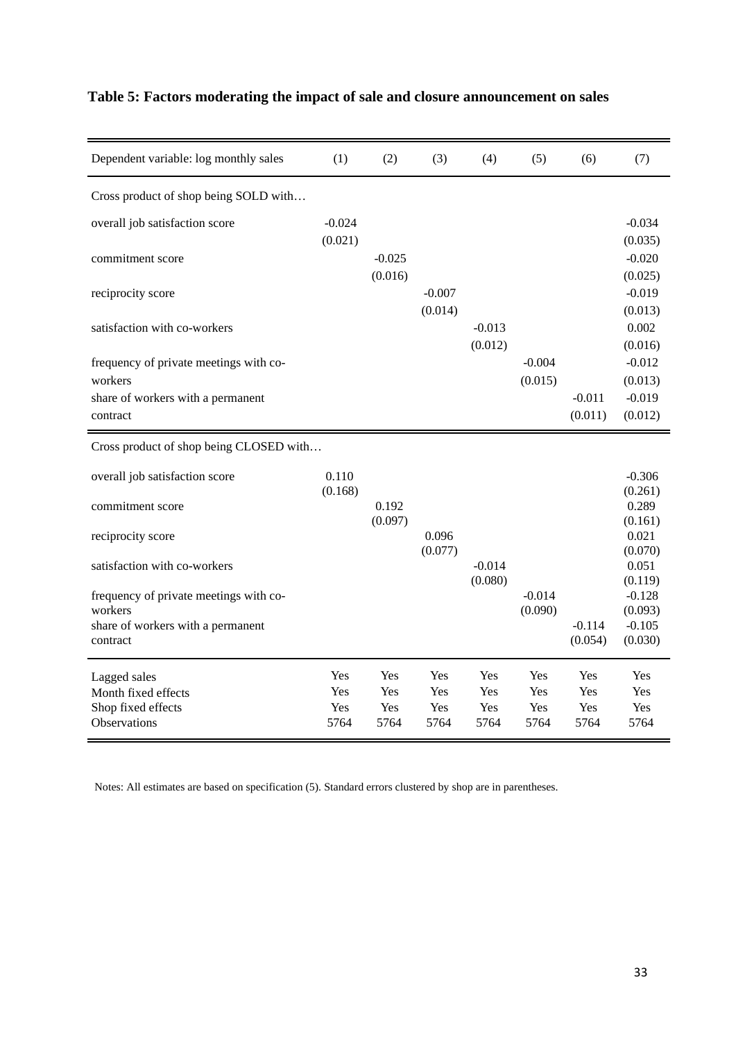**Table 5: Factors moderating the impact of sale and closure announcement on sales**

| Dependent variable: log monthly sales | (1) | (2) | (3) | (4) | (5) | (6) | (7) |
|---|---|---|---|---|---|---|---|
| Cross product of shop being SOLD with… | | | | | | | |
| overall job satisfaction score | -0.024 | | | | | | -0.034 |
| | (0.021) | | | | | | (0.035) |
| commitment score | | -0.025 | | | | | -0.020 |
| | | (0.016) | | | | | (0.025) |
| reciprocity score | | | -0.007 | | | | -0.019 |
| | | | (0.014) | | | | (0.013) |
| satisfaction with co-workers | | | | -0.013 | | | 0.002 |
| | | | | (0.012) | | | (0.016) |
| frequency of private meetings with co-workers | | | | | -0.004 | | -0.012 |
| | | | | | (0.015) | | (0.013) |
| share of workers with a permanent contract | | | | | | -0.011 | -0.019 |
| | | | | | | (0.011) | (0.012) |
| Cross product of shop being CLOSED with… | | | | | | | |
| overall job satisfaction score | 0.110 | | | | | | -0.306 |
| | (0.168) | | | | | | (0.261) |
| commitment score | | 0.192 | | | | | 0.289 |
| | | (0.097) | | | | | (0.161) |
| reciprocity score | | | 0.096 | | | | 0.021 |
| | | | (0.077) | | | | (0.070) |
| satisfaction with co-workers | | | | -0.014 | | | 0.051 |
| | | | | (0.080) | | | (0.119) |
| frequency of private meetings with co-workers | | | | | -0.014 | | -0.128 |
| | | | | | (0.090) | | (0.093) |
| share of workers with a permanent contract | | | | | | -0.114 | -0.105 |
| | | | | | | (0.054) | (0.030) |
| Lagged sales | Yes | Yes | Yes | Yes | Yes | Yes | Yes |
| Month fixed effects | Yes | Yes | Yes | Yes | Yes | Yes | Yes |
| Shop fixed effects | Yes | Yes | Yes | Yes | Yes | Yes | Yes |
| Observations | 5764 | 5764 | 5764 | 5764 | 5764 | 5764 | 5764 |

Notes: All estimates are based on specification (5). Standard errors clustered by shop are in parentheses.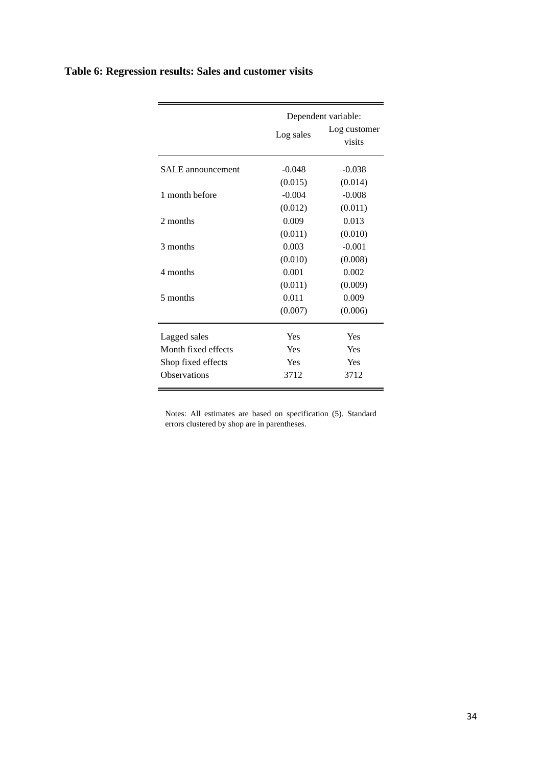**Table 6: Regression results: Sales and customer visits**

| | Dependent variable: | |
|---|---|---|
| | Log sales | Log customer visits |
| SALE announcement | -0.048 | -0.038 |
| | (0.015) | (0.014) |
| 1 month before | -0.004 | -0.008 |
| | (0.012) | (0.011) |
| 2 months | 0.009 | 0.013 |
| | (0.011) | (0.010) |
| 3 months | 0.003 | -0.001 |
| | (0.010) | (0.008) |
| 4 months | 0.001 | 0.002 |
| | (0.011) | (0.009) |
| 5 months | 0.011 | 0.009 |
| | (0.007) | (0.006) |
| Lagged sales | Yes | Yes |
| Month fixed effects | Yes | Yes |
| Shop fixed effects | Yes | Yes |
| Observations | 3712 | 3712 |

Notes: All estimates are based on specification (5). Standard errors clustered by shop are in parentheses.